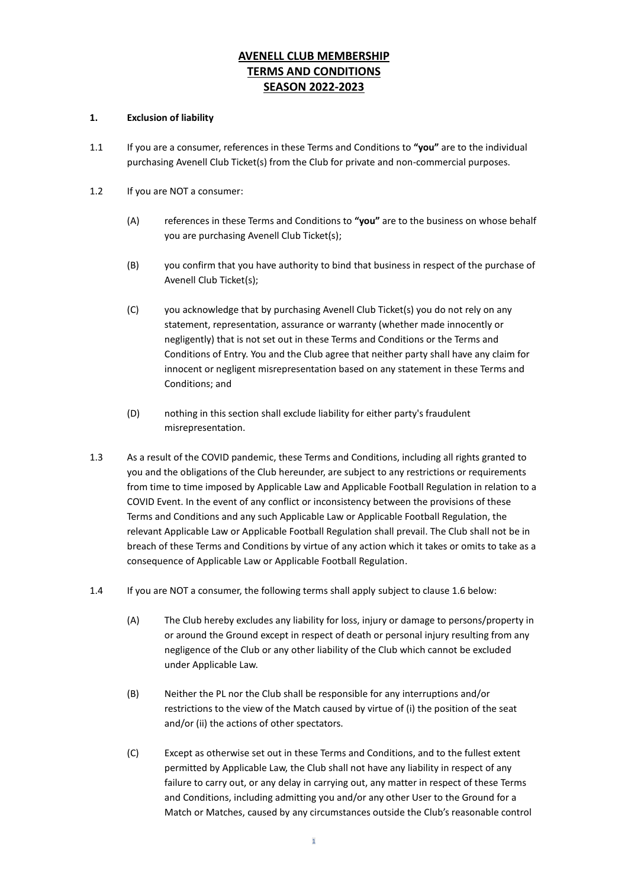# AVENELL CLUB MEMBERSHIP
# TERMS AND CONDITIONS
# SEASON 2022-2023

**1. Exclusion of liability**

1.1 If you are a consumer, references in these Terms and Conditions to **"you"** are to the individual purchasing Avenell Club Ticket(s) from the Club for private and non-commercial purposes.

1.2 If you are NOT a consumer:

(A) references in these Terms and Conditions to **"you"** are to the business on whose behalf you are purchasing Avenell Club Ticket(s);

(B) you confirm that you have authority to bind that business in respect of the purchase of Avenell Club Ticket(s);

(C) you acknowledge that by purchasing Avenell Club Ticket(s) you do not rely on any statement, representation, assurance or warranty (whether made innocently or negligently) that is not set out in these Terms and Conditions or the Terms and Conditions of Entry. You and the Club agree that neither party shall have any claim for innocent or negligent misrepresentation based on any statement in these Terms and Conditions; and

(D) nothing in this section shall exclude liability for either party's fraudulent misrepresentation.

1.3 As a result of the COVID pandemic, these Terms and Conditions, including all rights granted to you and the obligations of the Club hereunder, are subject to any restrictions or requirements from time to time imposed by Applicable Law and Applicable Football Regulation in relation to a COVID Event. In the event of any conflict or inconsistency between the provisions of these Terms and Conditions and any such Applicable Law or Applicable Football Regulation, the relevant Applicable Law or Applicable Football Regulation shall prevail. The Club shall not be in breach of these Terms and Conditions by virtue of any action which it takes or omits to take as a consequence of Applicable Law or Applicable Football Regulation.

1.4 If you are NOT a consumer, the following terms shall apply subject to clause 1.6 below:

(A) The Club hereby excludes any liability for loss, injury or damage to persons/property in or around the Ground except in respect of death or personal injury resulting from any negligence of the Club or any other liability of the Club which cannot be excluded under Applicable Law.

(B) Neither the PL nor the Club shall be responsible for any interruptions and/or restrictions to the view of the Match caused by virtue of (i) the position of the seat and/or (ii) the actions of other spectators.

(C) Except as otherwise set out in these Terms and Conditions, and to the fullest extent permitted by Applicable Law, the Club shall not have any liability in respect of any failure to carry out, or any delay in carrying out, any matter in respect of these Terms and Conditions, including admitting you and/or any other User to the Ground for a Match or Matches, caused by any circumstances outside the Club's reasonable control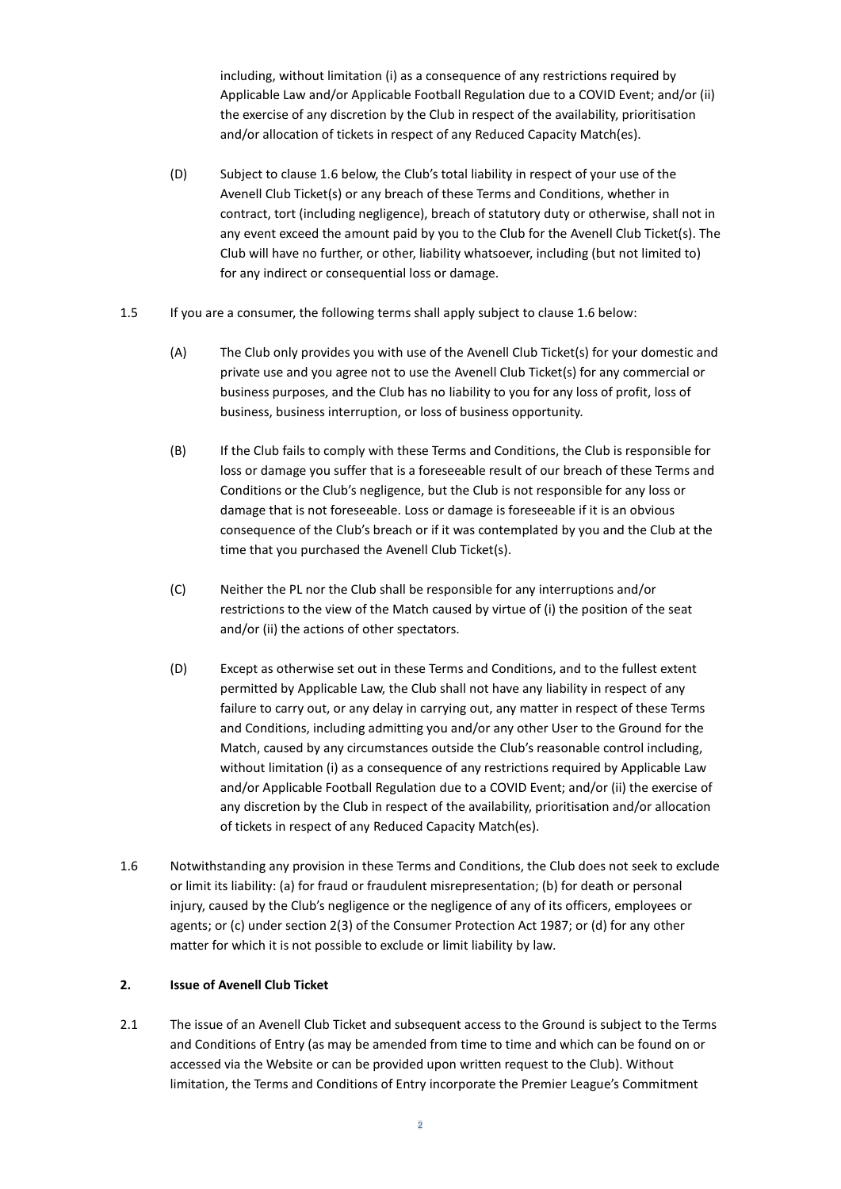including, without limitation (i) as a consequence of any restrictions required by Applicable Law and/or Applicable Football Regulation due to a COVID Event; and/or (ii) the exercise of any discretion by the Club in respect of the availability, prioritisation and/or allocation of tickets in respect of any Reduced Capacity Match(es).

(D) Subject to clause 1.6 below, the Club's total liability in respect of your use of the Avenell Club Ticket(s) or any breach of these Terms and Conditions, whether in contract, tort (including negligence), breach of statutory duty or otherwise, shall not in any event exceed the amount paid by you to the Club for the Avenell Club Ticket(s). The Club will have no further, or other, liability whatsoever, including (but not limited to) for any indirect or consequential loss or damage.

1.5 If you are a consumer, the following terms shall apply subject to clause 1.6 below:

(A) The Club only provides you with use of the Avenell Club Ticket(s) for your domestic and private use and you agree not to use the Avenell Club Ticket(s) for any commercial or business purposes, and the Club has no liability to you for any loss of profit, loss of business, business interruption, or loss of business opportunity.

(B) If the Club fails to comply with these Terms and Conditions, the Club is responsible for loss or damage you suffer that is a foreseeable result of our breach of these Terms and Conditions or the Club's negligence, but the Club is not responsible for any loss or damage that is not foreseeable. Loss or damage is foreseeable if it is an obvious consequence of the Club's breach or if it was contemplated by you and the Club at the time that you purchased the Avenell Club Ticket(s).

(C) Neither the PL nor the Club shall be responsible for any interruptions and/or restrictions to the view of the Match caused by virtue of (i) the position of the seat and/or (ii) the actions of other spectators.

(D) Except as otherwise set out in these Terms and Conditions, and to the fullest extent permitted by Applicable Law, the Club shall not have any liability in respect of any failure to carry out, or any delay in carrying out, any matter in respect of these Terms and Conditions, including admitting you and/or any other User to the Ground for the Match, caused by any circumstances outside the Club's reasonable control including, without limitation (i) as a consequence of any restrictions required by Applicable Law and/or Applicable Football Regulation due to a COVID Event; and/or (ii) the exercise of any discretion by the Club in respect of the availability, prioritisation and/or allocation of tickets in respect of any Reduced Capacity Match(es).

1.6 Notwithstanding any provision in these Terms and Conditions, the Club does not seek to exclude or limit its liability: (a) for fraud or fraudulent misrepresentation; (b) for death or personal injury, caused by the Club's negligence or the negligence of any of its officers, employees or agents; or (c) under section 2(3) of the Consumer Protection Act 1987; or (d) for any other matter for which it is not possible to exclude or limit liability by law.

**2. Issue of Avenell Club Ticket**

2.1 The issue of an Avenell Club Ticket and subsequent access to the Ground is subject to the Terms and Conditions of Entry (as may be amended from time to time and which can be found on or accessed via the Website or can be provided upon written request to the Club). Without limitation, the Terms and Conditions of Entry incorporate the Premier League's Commitment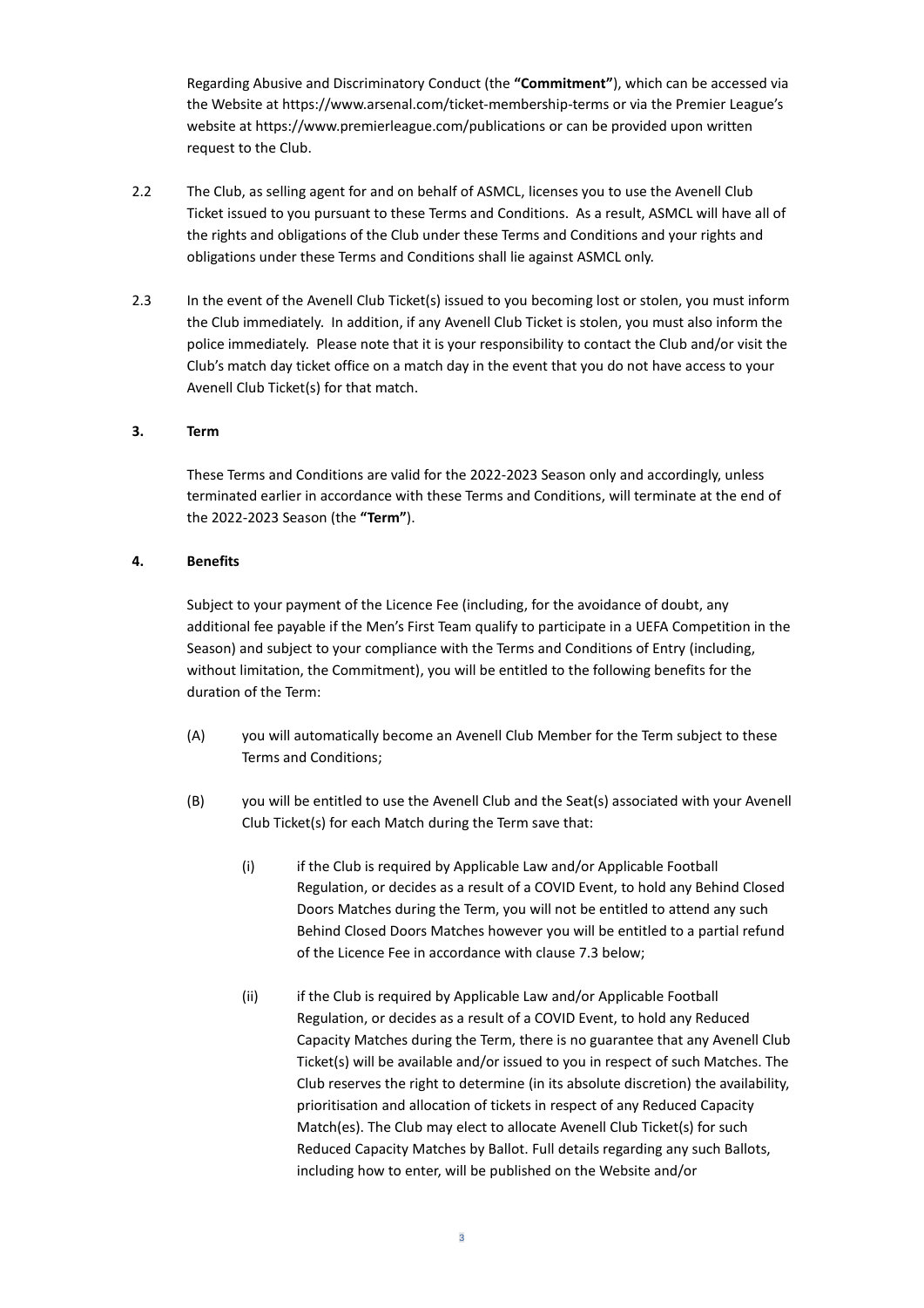Regarding Abusive and Discriminatory Conduct (the **"Commitment"**), which can be accessed via the Website at https://www.arsenal.com/ticket-membership-terms or via the Premier League's website at https://www.premierleague.com/publications or can be provided upon written request to the Club.

2.2 The Club, as selling agent for and on behalf of ASMCL, licenses you to use the Avenell Club Ticket issued to you pursuant to these Terms and Conditions. As a result, ASMCL will have all of the rights and obligations of the Club under these Terms and Conditions and your rights and obligations under these Terms and Conditions shall lie against ASMCL only.

2.3 In the event of the Avenell Club Ticket(s) issued to you becoming lost or stolen, you must inform the Club immediately. In addition, if any Avenell Club Ticket is stolen, you must also inform the police immediately. Please note that it is your responsibility to contact the Club and/or visit the Club's match day ticket office on a match day in the event that you do not have access to your Avenell Club Ticket(s) for that match.

**3. Term**

These Terms and Conditions are valid for the 2022-2023 Season only and accordingly, unless terminated earlier in accordance with these Terms and Conditions, will terminate at the end of the 2022-2023 Season (the **"Term"**).

**4. Benefits**

Subject to your payment of the Licence Fee (including, for the avoidance of doubt, any additional fee payable if the Men's First Team qualify to participate in a UEFA Competition in the Season) and subject to your compliance with the Terms and Conditions of Entry (including, without limitation, the Commitment), you will be entitled to the following benefits for the duration of the Term:

(A) you will automatically become an Avenell Club Member for the Term subject to these Terms and Conditions;

(B) you will be entitled to use the Avenell Club and the Seat(s) associated with your Avenell Club Ticket(s) for each Match during the Term save that:

(i) if the Club is required by Applicable Law and/or Applicable Football Regulation, or decides as a result of a COVID Event, to hold any Behind Closed Doors Matches during the Term, you will not be entitled to attend any such Behind Closed Doors Matches however you will be entitled to a partial refund of the Licence Fee in accordance with clause 7.3 below;

(ii) if the Club is required by Applicable Law and/or Applicable Football Regulation, or decides as a result of a COVID Event, to hold any Reduced Capacity Matches during the Term, there is no guarantee that any Avenell Club Ticket(s) will be available and/or issued to you in respect of such Matches. The Club reserves the right to determine (in its absolute discretion) the availability, prioritisation and allocation of tickets in respect of any Reduced Capacity Match(es). The Club may elect to allocate Avenell Club Ticket(s) for such Reduced Capacity Matches by Ballot. Full details regarding any such Ballots, including how to enter, will be published on the Website and/or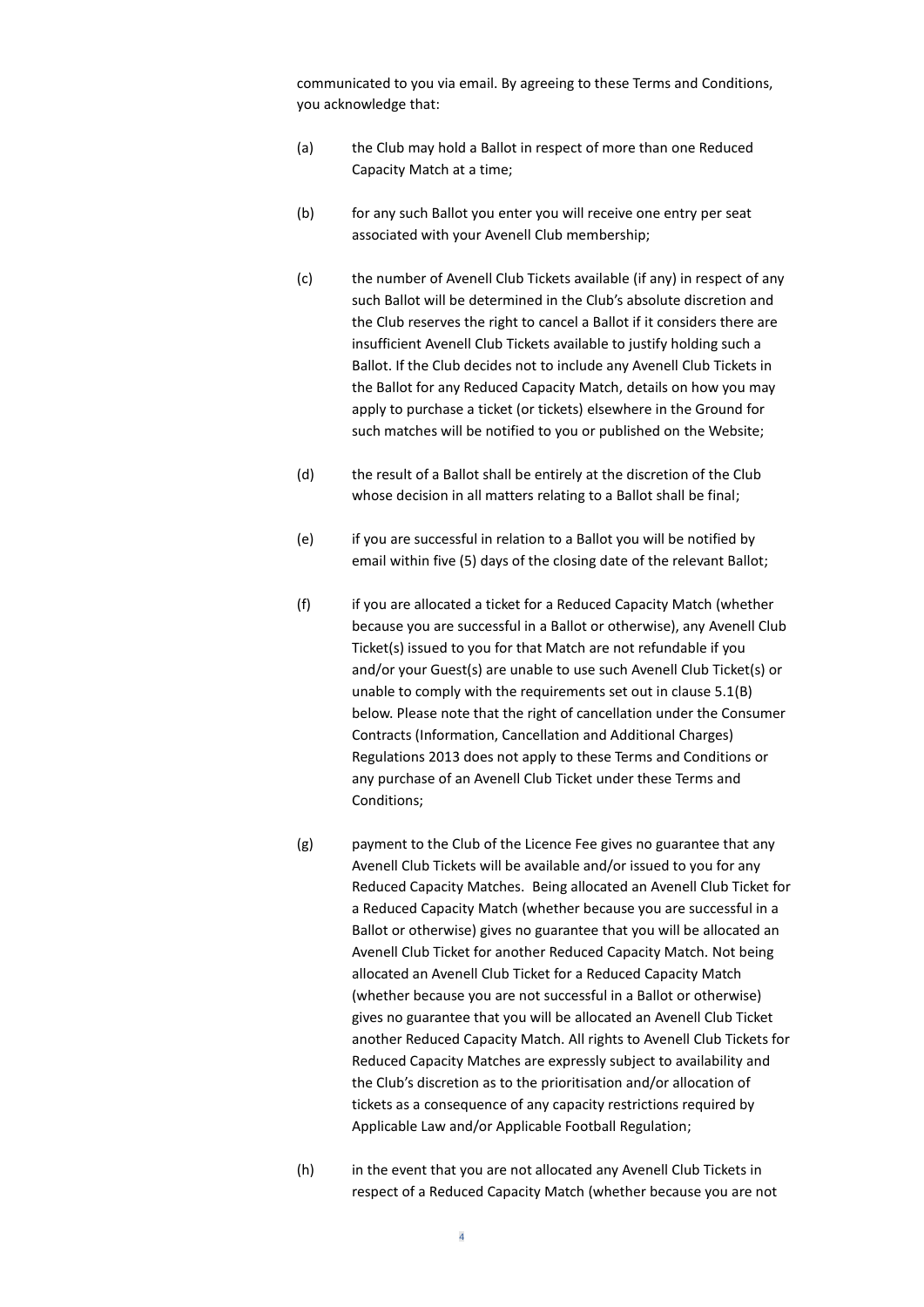communicated to you via email. By agreeing to these Terms and Conditions, you acknowledge that:

(a) the Club may hold a Ballot in respect of more than one Reduced Capacity Match at a time;

(b) for any such Ballot you enter you will receive one entry per seat associated with your Avenell Club membership;

(c) the number of Avenell Club Tickets available (if any) in respect of any such Ballot will be determined in the Club's absolute discretion and the Club reserves the right to cancel a Ballot if it considers there are insufficient Avenell Club Tickets available to justify holding such a Ballot. If the Club decides not to include any Avenell Club Tickets in the Ballot for any Reduced Capacity Match, details on how you may apply to purchase a ticket (or tickets) elsewhere in the Ground for such matches will be notified to you or published on the Website;

(d) the result of a Ballot shall be entirely at the discretion of the Club whose decision in all matters relating to a Ballot shall be final;

(e) if you are successful in relation to a Ballot you will be notified by email within five (5) days of the closing date of the relevant Ballot;

(f) if you are allocated a ticket for a Reduced Capacity Match (whether because you are successful in a Ballot or otherwise), any Avenell Club Ticket(s) issued to you for that Match are not refundable if you and/or your Guest(s) are unable to use such Avenell Club Ticket(s) or unable to comply with the requirements set out in clause 5.1(B) below. Please note that the right of cancellation under the Consumer Contracts (Information, Cancellation and Additional Charges) Regulations 2013 does not apply to these Terms and Conditions or any purchase of an Avenell Club Ticket under these Terms and Conditions;

(g) payment to the Club of the Licence Fee gives no guarantee that any Avenell Club Tickets will be available and/or issued to you for any Reduced Capacity Matches. Being allocated an Avenell Club Ticket for a Reduced Capacity Match (whether because you are successful in a Ballot or otherwise) gives no guarantee that you will be allocated an Avenell Club Ticket for another Reduced Capacity Match. Not being allocated an Avenell Club Ticket for a Reduced Capacity Match (whether because you are not successful in a Ballot or otherwise) gives no guarantee that you will be allocated an Avenell Club Ticket another Reduced Capacity Match. All rights to Avenell Club Tickets for Reduced Capacity Matches are expressly subject to availability and the Club's discretion as to the prioritisation and/or allocation of tickets as a consequence of any capacity restrictions required by Applicable Law and/or Applicable Football Regulation;

(h) in the event that you are not allocated any Avenell Club Tickets in respect of a Reduced Capacity Match (whether because you are not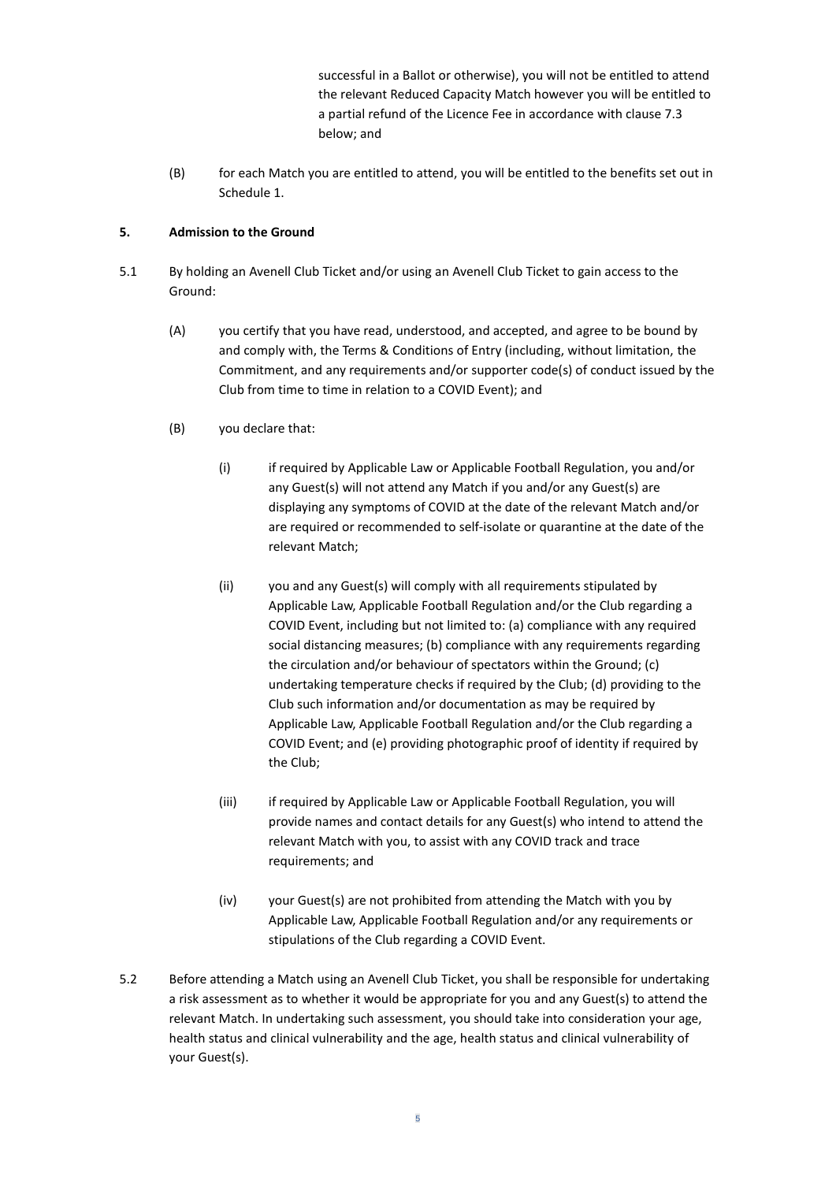successful in a Ballot or otherwise), you will not be entitled to attend the relevant Reduced Capacity Match however you will be entitled to a partial refund of the Licence Fee in accordance with clause 7.3 below; and

(B) for each Match you are entitled to attend, you will be entitled to the benefits set out in Schedule 1.

**5. Admission to the Ground**

5.1 By holding an Avenell Club Ticket and/or using an Avenell Club Ticket to gain access to the Ground:

(A) you certify that you have read, understood, and accepted, and agree to be bound by and comply with, the Terms & Conditions of Entry (including, without limitation, the Commitment, and any requirements and/or supporter code(s) of conduct issued by the Club from time to time in relation to a COVID Event); and

(B) you declare that:

(i) if required by Applicable Law or Applicable Football Regulation, you and/or any Guest(s) will not attend any Match if you and/or any Guest(s) are displaying any symptoms of COVID at the date of the relevant Match and/or are required or recommended to self-isolate or quarantine at the date of the relevant Match;

(ii) you and any Guest(s) will comply with all requirements stipulated by Applicable Law, Applicable Football Regulation and/or the Club regarding a COVID Event, including but not limited to: (a) compliance with any required social distancing measures; (b) compliance with any requirements regarding the circulation and/or behaviour of spectators within the Ground; (c) undertaking temperature checks if required by the Club; (d) providing to the Club such information and/or documentation as may be required by Applicable Law, Applicable Football Regulation and/or the Club regarding a COVID Event; and (e) providing photographic proof of identity if required by the Club;

(iii) if required by Applicable Law or Applicable Football Regulation, you will provide names and contact details for any Guest(s) who intend to attend the relevant Match with you, to assist with any COVID track and trace requirements; and

(iv) your Guest(s) are not prohibited from attending the Match with you by Applicable Law, Applicable Football Regulation and/or any requirements or stipulations of the Club regarding a COVID Event.

5.2 Before attending a Match using an Avenell Club Ticket, you shall be responsible for undertaking a risk assessment as to whether it would be appropriate for you and any Guest(s) to attend the relevant Match. In undertaking such assessment, you should take into consideration your age, health status and clinical vulnerability and the age, health status and clinical vulnerability of your Guest(s).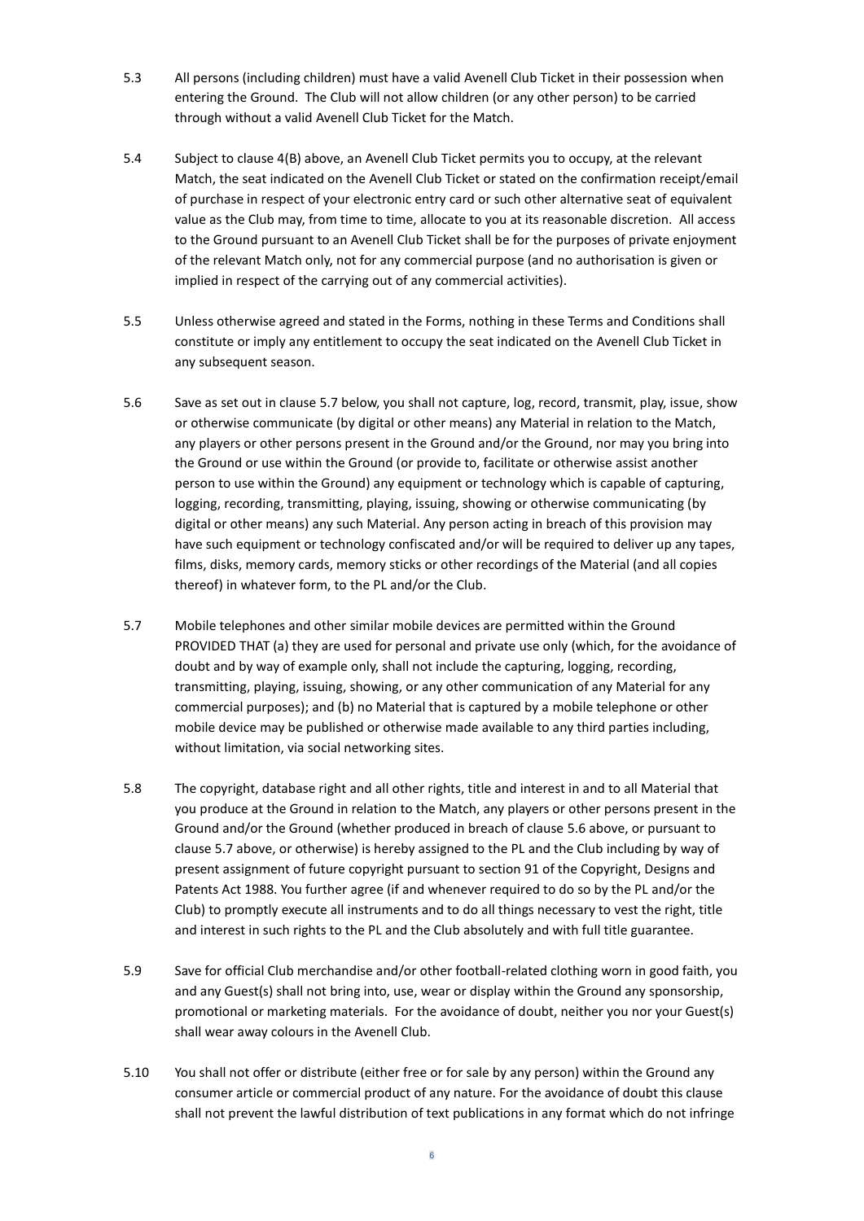5.3 All persons (including children) must have a valid Avenell Club Ticket in their possession when entering the Ground. The Club will not allow children (or any other person) to be carried through without a valid Avenell Club Ticket for the Match.

5.4 Subject to clause 4(B) above, an Avenell Club Ticket permits you to occupy, at the relevant Match, the seat indicated on the Avenell Club Ticket or stated on the confirmation receipt/email of purchase in respect of your electronic entry card or such other alternative seat of equivalent value as the Club may, from time to time, allocate to you at its reasonable discretion. All access to the Ground pursuant to an Avenell Club Ticket shall be for the purposes of private enjoyment of the relevant Match only, not for any commercial purpose (and no authorisation is given or implied in respect of the carrying out of any commercial activities).

5.5 Unless otherwise agreed and stated in the Forms, nothing in these Terms and Conditions shall constitute or imply any entitlement to occupy the seat indicated on the Avenell Club Ticket in any subsequent season.

5.6 Save as set out in clause 5.7 below, you shall not capture, log, record, transmit, play, issue, show or otherwise communicate (by digital or other means) any Material in relation to the Match, any players or other persons present in the Ground and/or the Ground, nor may you bring into the Ground or use within the Ground (or provide to, facilitate or otherwise assist another person to use within the Ground) any equipment or technology which is capable of capturing, logging, recording, transmitting, playing, issuing, showing or otherwise communicating (by digital or other means) any such Material. Any person acting in breach of this provision may have such equipment or technology confiscated and/or will be required to deliver up any tapes, films, disks, memory cards, memory sticks or other recordings of the Material (and all copies thereof) in whatever form, to the PL and/or the Club.

5.7 Mobile telephones and other similar mobile devices are permitted within the Ground PROVIDED THAT (a) they are used for personal and private use only (which, for the avoidance of doubt and by way of example only, shall not include the capturing, logging, recording, transmitting, playing, issuing, showing, or any other communication of any Material for any commercial purposes); and (b) no Material that is captured by a mobile telephone or other mobile device may be published or otherwise made available to any third parties including, without limitation, via social networking sites.

5.8 The copyright, database right and all other rights, title and interest in and to all Material that you produce at the Ground in relation to the Match, any players or other persons present in the Ground and/or the Ground (whether produced in breach of clause 5.6 above, or pursuant to clause 5.7 above, or otherwise) is hereby assigned to the PL and the Club including by way of present assignment of future copyright pursuant to section 91 of the Copyright, Designs and Patents Act 1988. You further agree (if and whenever required to do so by the PL and/or the Club) to promptly execute all instruments and to do all things necessary to vest the right, title and interest in such rights to the PL and the Club absolutely and with full title guarantee.

5.9 Save for official Club merchandise and/or other football-related clothing worn in good faith, you and any Guest(s) shall not bring into, use, wear or display within the Ground any sponsorship, promotional or marketing materials. For the avoidance of doubt, neither you nor your Guest(s) shall wear away colours in the Avenell Club.

5.10 You shall not offer or distribute (either free or for sale by any person) within the Ground any consumer article or commercial product of any nature. For the avoidance of doubt this clause shall not prevent the lawful distribution of text publications in any format which do not infringe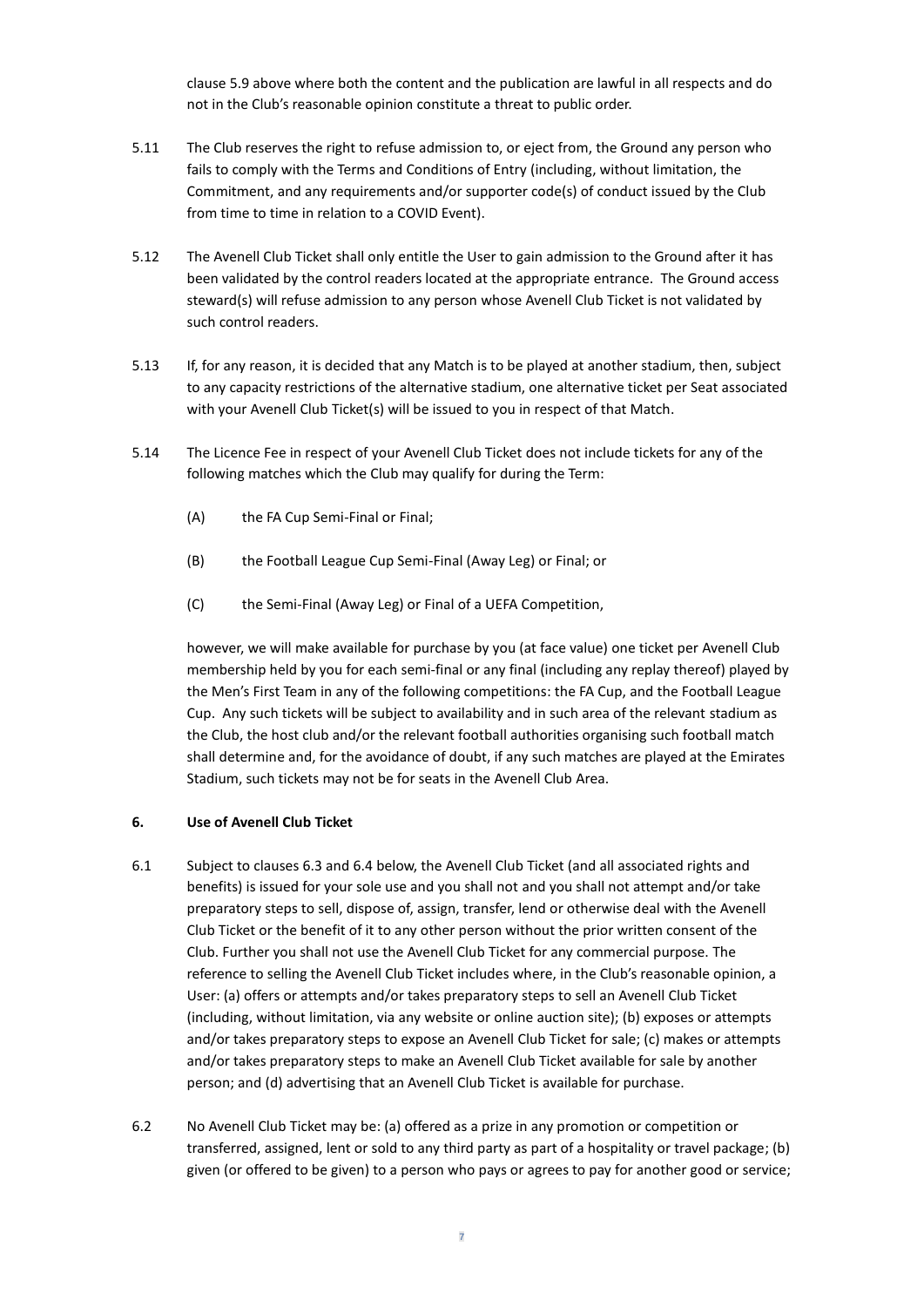clause 5.9 above where both the content and the publication are lawful in all respects and do not in the Club's reasonable opinion constitute a threat to public order.

5.11 The Club reserves the right to refuse admission to, or eject from, the Ground any person who fails to comply with the Terms and Conditions of Entry (including, without limitation, the Commitment, and any requirements and/or supporter code(s) of conduct issued by the Club from time to time in relation to a COVID Event).

5.12 The Avenell Club Ticket shall only entitle the User to gain admission to the Ground after it has been validated by the control readers located at the appropriate entrance. The Ground access steward(s) will refuse admission to any person whose Avenell Club Ticket is not validated by such control readers.

5.13 If, for any reason, it is decided that any Match is to be played at another stadium, then, subject to any capacity restrictions of the alternative stadium, one alternative ticket per Seat associated with your Avenell Club Ticket(s) will be issued to you in respect of that Match.

5.14 The Licence Fee in respect of your Avenell Club Ticket does not include tickets for any of the following matches which the Club may qualify for during the Term:

(A) the FA Cup Semi-Final or Final;

(B) the Football League Cup Semi-Final (Away Leg) or Final; or

(C) the Semi-Final (Away Leg) or Final of a UEFA Competition,

however, we will make available for purchase by you (at face value) one ticket per Avenell Club membership held by you for each semi-final or any final (including any replay thereof) played by the Men's First Team in any of the following competitions: the FA Cup, and the Football League Cup. Any such tickets will be subject to availability and in such area of the relevant stadium as the Club, the host club and/or the relevant football authorities organising such football match shall determine and, for the avoidance of doubt, if any such matches are played at the Emirates Stadium, such tickets may not be for seats in the Avenell Club Area.

**6. Use of Avenell Club Ticket**

6.1 Subject to clauses 6.3 and 6.4 below, the Avenell Club Ticket (and all associated rights and benefits) is issued for your sole use and you shall not and you shall not attempt and/or take preparatory steps to sell, dispose of, assign, transfer, lend or otherwise deal with the Avenell Club Ticket or the benefit of it to any other person without the prior written consent of the Club. Further you shall not use the Avenell Club Ticket for any commercial purpose. The reference to selling the Avenell Club Ticket includes where, in the Club's reasonable opinion, a User: (a) offers or attempts and/or takes preparatory steps to sell an Avenell Club Ticket (including, without limitation, via any website or online auction site); (b) exposes or attempts and/or takes preparatory steps to expose an Avenell Club Ticket for sale; (c) makes or attempts and/or takes preparatory steps to make an Avenell Club Ticket available for sale by another person; and (d) advertising that an Avenell Club Ticket is available for purchase.

6.2 No Avenell Club Ticket may be: (a) offered as a prize in any promotion or competition or transferred, assigned, lent or sold to any third party as part of a hospitality or travel package; (b) given (or offered to be given) to a person who pays or agrees to pay for another good or service;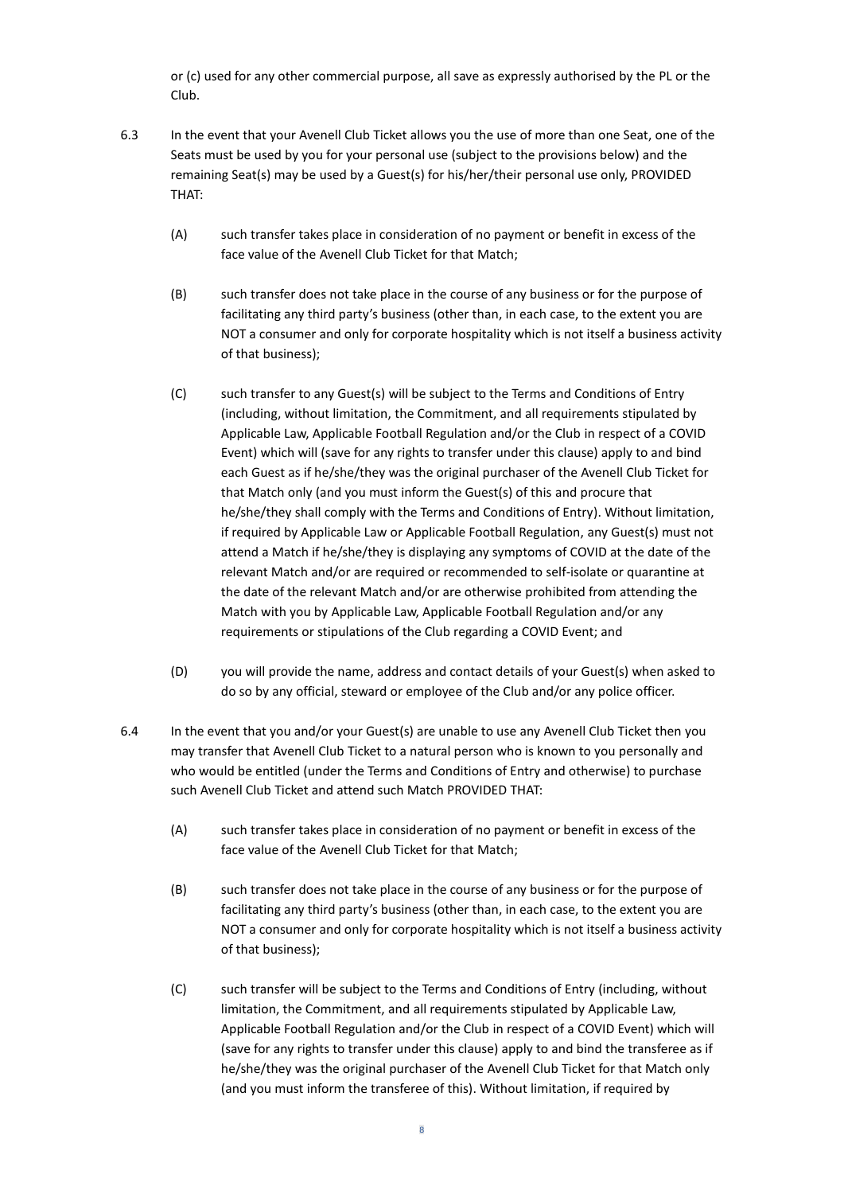or (c) used for any other commercial purpose, all save as expressly authorised by the PL or the Club.

6.3 In the event that your Avenell Club Ticket allows you the use of more than one Seat, one of the Seats must be used by you for your personal use (subject to the provisions below) and the remaining Seat(s) may be used by a Guest(s) for his/her/their personal use only, PROVIDED THAT:

(A) such transfer takes place in consideration of no payment or benefit in excess of the face value of the Avenell Club Ticket for that Match;

(B) such transfer does not take place in the course of any business or for the purpose of facilitating any third party's business (other than, in each case, to the extent you are NOT a consumer and only for corporate hospitality which is not itself a business activity of that business);

(C) such transfer to any Guest(s) will be subject to the Terms and Conditions of Entry (including, without limitation, the Commitment, and all requirements stipulated by Applicable Law, Applicable Football Regulation and/or the Club in respect of a COVID Event) which will (save for any rights to transfer under this clause) apply to and bind each Guest as if he/she/they was the original purchaser of the Avenell Club Ticket for that Match only (and you must inform the Guest(s) of this and procure that he/she/they shall comply with the Terms and Conditions of Entry). Without limitation, if required by Applicable Law or Applicable Football Regulation, any Guest(s) must not attend a Match if he/she/they is displaying any symptoms of COVID at the date of the relevant Match and/or are required or recommended to self-isolate or quarantine at the date of the relevant Match and/or are otherwise prohibited from attending the Match with you by Applicable Law, Applicable Football Regulation and/or any requirements or stipulations of the Club regarding a COVID Event; and

(D) you will provide the name, address and contact details of your Guest(s) when asked to do so by any official, steward or employee of the Club and/or any police officer.

6.4 In the event that you and/or your Guest(s) are unable to use any Avenell Club Ticket then you may transfer that Avenell Club Ticket to a natural person who is known to you personally and who would be entitled (under the Terms and Conditions of Entry and otherwise) to purchase such Avenell Club Ticket and attend such Match PROVIDED THAT:

(A) such transfer takes place in consideration of no payment or benefit in excess of the face value of the Avenell Club Ticket for that Match;

(B) such transfer does not take place in the course of any business or for the purpose of facilitating any third party's business (other than, in each case, to the extent you are NOT a consumer and only for corporate hospitality which is not itself a business activity of that business);

(C) such transfer will be subject to the Terms and Conditions of Entry (including, without limitation, the Commitment, and all requirements stipulated by Applicable Law, Applicable Football Regulation and/or the Club in respect of a COVID Event) which will (save for any rights to transfer under this clause) apply to and bind the transferee as if he/she/they was the original purchaser of the Avenell Club Ticket for that Match only (and you must inform the transferee of this). Without limitation, if required by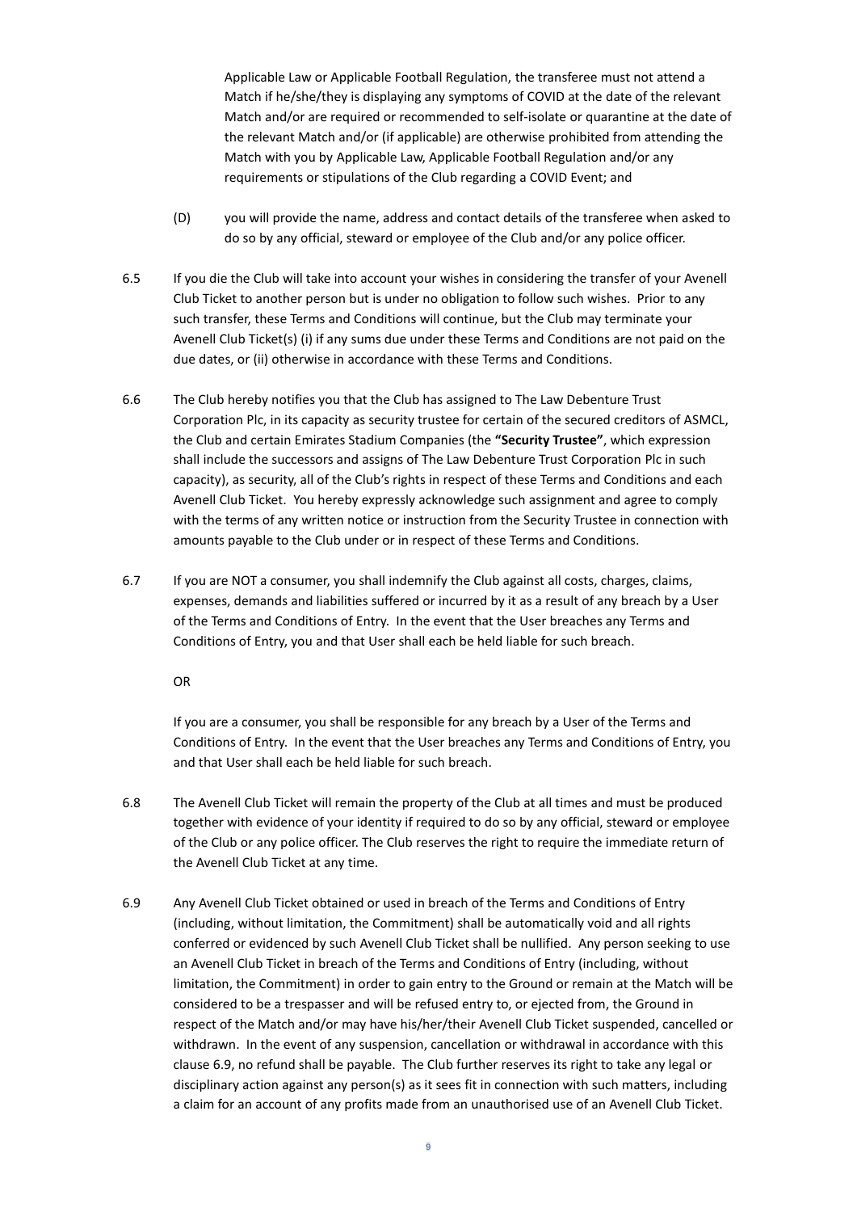Applicable Law or Applicable Football Regulation, the transferee must not attend a Match if he/she/they is displaying any symptoms of COVID at the date of the relevant Match and/or are required or recommended to self-isolate or quarantine at the date of the relevant Match and/or (if applicable) are otherwise prohibited from attending the Match with you by Applicable Law, Applicable Football Regulation and/or any requirements or stipulations of the Club regarding a COVID Event; and

(D) you will provide the name, address and contact details of the transferee when asked to do so by any official, steward or employee of the Club and/or any police officer.

6.5 If you die the Club will take into account your wishes in considering the transfer of your Avenell Club Ticket to another person but is under no obligation to follow such wishes. Prior to any such transfer, these Terms and Conditions will continue, but the Club may terminate your Avenell Club Ticket(s) (i) if any sums due under these Terms and Conditions are not paid on the due dates, or (ii) otherwise in accordance with these Terms and Conditions.

6.6 The Club hereby notifies you that the Club has assigned to The Law Debenture Trust Corporation Plc, in its capacity as security trustee for certain of the secured creditors of ASMCL, the Club and certain Emirates Stadium Companies (the **"Security Trustee"**, which expression shall include the successors and assigns of The Law Debenture Trust Corporation Plc in such capacity), as security, all of the Club's rights in respect of these Terms and Conditions and each Avenell Club Ticket. You hereby expressly acknowledge such assignment and agree to comply with the terms of any written notice or instruction from the Security Trustee in connection with amounts payable to the Club under or in respect of these Terms and Conditions.

6.7 If you are NOT a consumer, you shall indemnify the Club against all costs, charges, claims, expenses, demands and liabilities suffered or incurred by it as a result of any breach by a User of the Terms and Conditions of Entry. In the event that the User breaches any Terms and Conditions of Entry, you and that User shall each be held liable for such breach.

OR

If you are a consumer, you shall be responsible for any breach by a User of the Terms and Conditions of Entry. In the event that the User breaches any Terms and Conditions of Entry, you and that User shall each be held liable for such breach.

6.8 The Avenell Club Ticket will remain the property of the Club at all times and must be produced together with evidence of your identity if required to do so by any official, steward or employee of the Club or any police officer. The Club reserves the right to require the immediate return of the Avenell Club Ticket at any time.

6.9 Any Avenell Club Ticket obtained or used in breach of the Terms and Conditions of Entry (including, without limitation, the Commitment) shall be automatically void and all rights conferred or evidenced by such Avenell Club Ticket shall be nullified. Any person seeking to use an Avenell Club Ticket in breach of the Terms and Conditions of Entry (including, without limitation, the Commitment) in order to gain entry to the Ground or remain at the Match will be considered to be a trespasser and will be refused entry to, or ejected from, the Ground in respect of the Match and/or may have his/her/their Avenell Club Ticket suspended, cancelled or withdrawn. In the event of any suspension, cancellation or withdrawal in accordance with this clause 6.9, no refund shall be payable. The Club further reserves its right to take any legal or disciplinary action against any person(s) as it sees fit in connection with such matters, including a claim for an account of any profits made from an unauthorised use of an Avenell Club Ticket.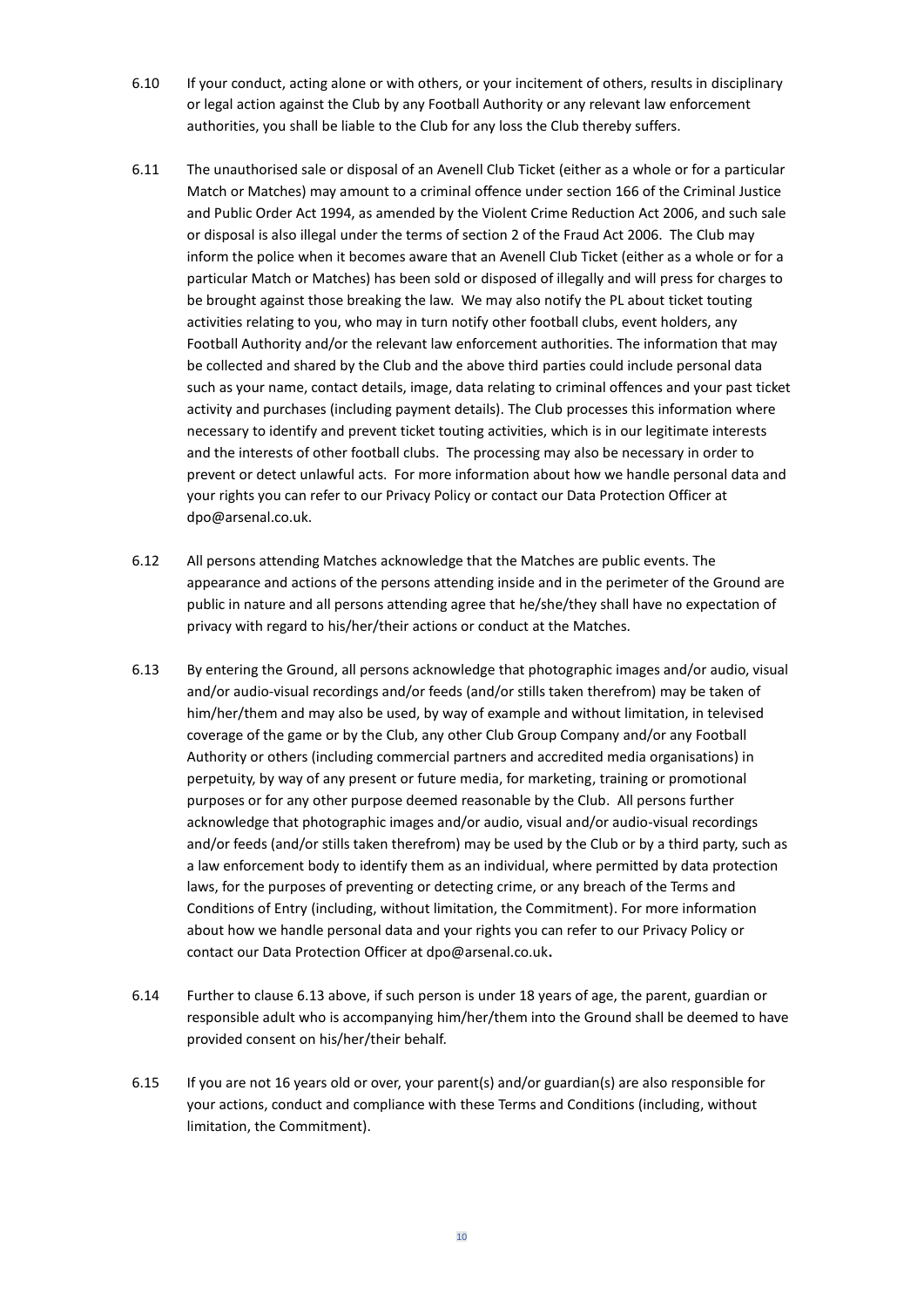6.10 If your conduct, acting alone or with others, or your incitement of others, results in disciplinary or legal action against the Club by any Football Authority or any relevant law enforcement authorities, you shall be liable to the Club for any loss the Club thereby suffers.

6.11 The unauthorised sale or disposal of an Avenell Club Ticket (either as a whole or for a particular Match or Matches) may amount to a criminal offence under section 166 of the Criminal Justice and Public Order Act 1994, as amended by the Violent Crime Reduction Act 2006, and such sale or disposal is also illegal under the terms of section 2 of the Fraud Act 2006. The Club may inform the police when it becomes aware that an Avenell Club Ticket (either as a whole or for a particular Match or Matches) has been sold or disposed of illegally and will press for charges to be brought against those breaking the law. We may also notify the PL about ticket touting activities relating to you, who may in turn notify other football clubs, event holders, any Football Authority and/or the relevant law enforcement authorities. The information that may be collected and shared by the Club and the above third parties could include personal data such as your name, contact details, image, data relating to criminal offences and your past ticket activity and purchases (including payment details). The Club processes this information where necessary to identify and prevent ticket touting activities, which is in our legitimate interests and the interests of other football clubs. The processing may also be necessary in order to prevent or detect unlawful acts. For more information about how we handle personal data and your rights you can refer to our Privacy Policy or contact our Data Protection Officer at dpo@arsenal.co.uk.

6.12 All persons attending Matches acknowledge that the Matches are public events. The appearance and actions of the persons attending inside and in the perimeter of the Ground are public in nature and all persons attending agree that he/she/they shall have no expectation of privacy with regard to his/her/their actions or conduct at the Matches.

6.13 By entering the Ground, all persons acknowledge that photographic images and/or audio, visual and/or audio-visual recordings and/or feeds (and/or stills taken therefrom) may be taken of him/her/them and may also be used, by way of example and without limitation, in televised coverage of the game or by the Club, any other Club Group Company and/or any Football Authority or others (including commercial partners and accredited media organisations) in perpetuity, by way of any present or future media, for marketing, training or promotional purposes or for any other purpose deemed reasonable by the Club. All persons further acknowledge that photographic images and/or audio, visual and/or audio-visual recordings and/or feeds (and/or stills taken therefrom) may be used by the Club or by a third party, such as a law enforcement body to identify them as an individual, where permitted by data protection laws, for the purposes of preventing or detecting crime, or any breach of the Terms and Conditions of Entry (including, without limitation, the Commitment). For more information about how we handle personal data and your rights you can refer to our Privacy Policy or contact our Data Protection Officer at dpo@arsenal.co.uk.

6.14 Further to clause 6.13 above, if such person is under 18 years of age, the parent, guardian or responsible adult who is accompanying him/her/them into the Ground shall be deemed to have provided consent on his/her/their behalf.

6.15 If you are not 16 years old or over, your parent(s) and/or guardian(s) are also responsible for your actions, conduct and compliance with these Terms and Conditions (including, without limitation, the Commitment).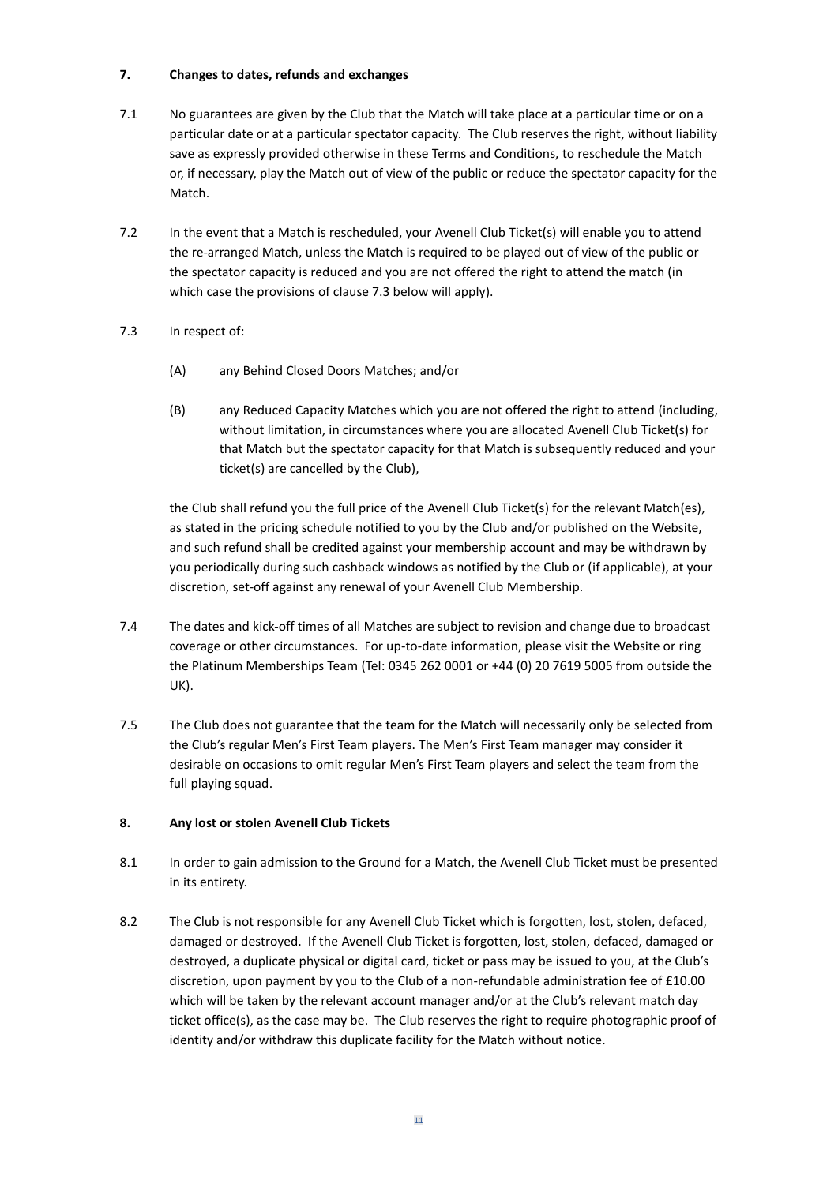**7. Changes to dates, refunds and exchanges**

7.1 No guarantees are given by the Club that the Match will take place at a particular time or on a particular date or at a particular spectator capacity. The Club reserves the right, without liability save as expressly provided otherwise in these Terms and Conditions, to reschedule the Match or, if necessary, play the Match out of view of the public or reduce the spectator capacity for the Match.

7.2 In the event that a Match is rescheduled, your Avenell Club Ticket(s) will enable you to attend the re-arranged Match, unless the Match is required to be played out of view of the public or the spectator capacity is reduced and you are not offered the right to attend the match (in which case the provisions of clause 7.3 below will apply).

7.3 In respect of:

(A) any Behind Closed Doors Matches; and/or

(B) any Reduced Capacity Matches which you are not offered the right to attend (including, without limitation, in circumstances where you are allocated Avenell Club Ticket(s) for that Match but the spectator capacity for that Match is subsequently reduced and your ticket(s) are cancelled by the Club),

the Club shall refund you the full price of the Avenell Club Ticket(s) for the relevant Match(es), as stated in the pricing schedule notified to you by the Club and/or published on the Website, and such refund shall be credited against your membership account and may be withdrawn by you periodically during such cashback windows as notified by the Club or (if applicable), at your discretion, set-off against any renewal of your Avenell Club Membership.

7.4 The dates and kick-off times of all Matches are subject to revision and change due to broadcast coverage or other circumstances. For up-to-date information, please visit the Website or ring the Platinum Memberships Team (Tel: 0345 262 0001 or +44 (0) 20 7619 5005 from outside the UK).

7.5 The Club does not guarantee that the team for the Match will necessarily only be selected from the Club's regular Men's First Team players. The Men's First Team manager may consider it desirable on occasions to omit regular Men's First Team players and select the team from the full playing squad.

**8. Any lost or stolen Avenell Club Tickets**

8.1 In order to gain admission to the Ground for a Match, the Avenell Club Ticket must be presented in its entirety.

8.2 The Club is not responsible for any Avenell Club Ticket which is forgotten, lost, stolen, defaced, damaged or destroyed. If the Avenell Club Ticket is forgotten, lost, stolen, defaced, damaged or destroyed, a duplicate physical or digital card, ticket or pass may be issued to you, at the Club's discretion, upon payment by you to the Club of a non-refundable administration fee of £10.00 which will be taken by the relevant account manager and/or at the Club's relevant match day ticket office(s), as the case may be. The Club reserves the right to require photographic proof of identity and/or withdraw this duplicate facility for the Match without notice.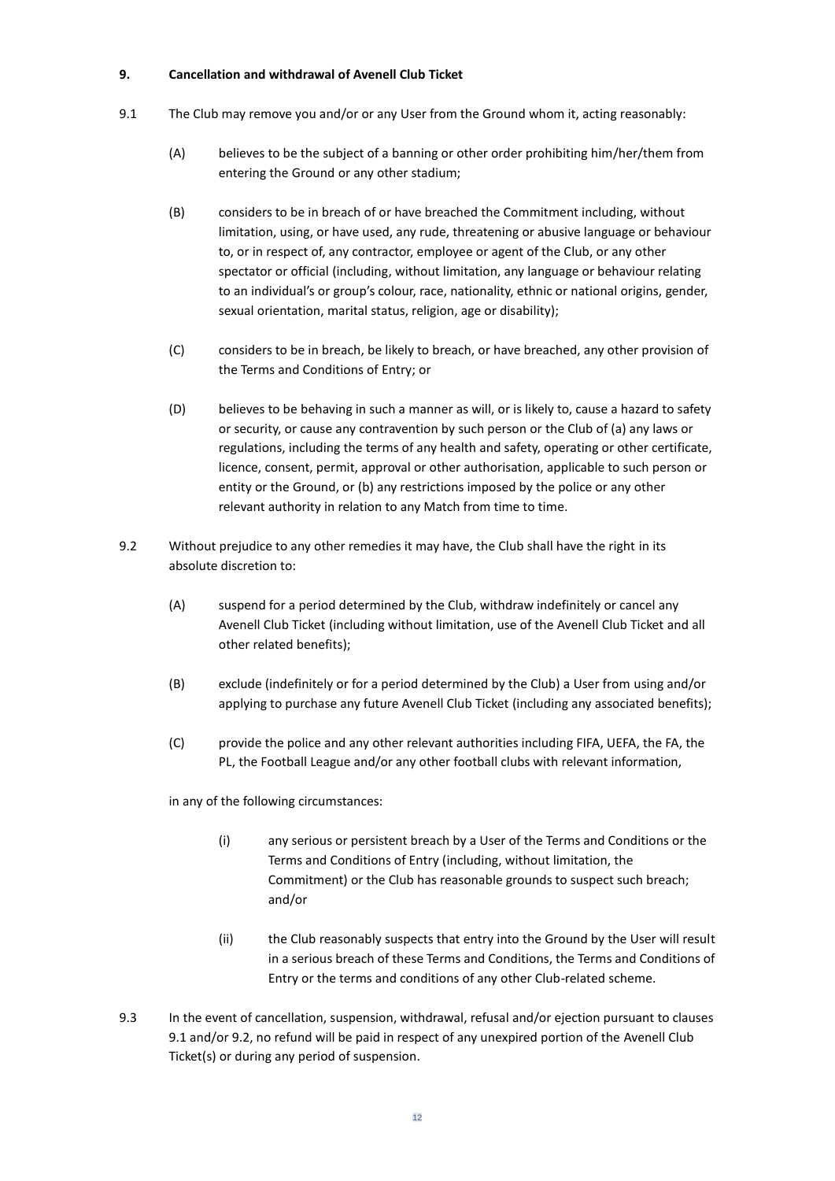## 9. Cancellation and withdrawal of Avenell Club Ticket

9.1 The Club may remove you and/or or any User from the Ground whom it, acting reasonably:

(A) believes to be the subject of a banning or other order prohibiting him/her/them from entering the Ground or any other stadium;

(B) considers to be in breach of or have breached the Commitment including, without limitation, using, or have used, any rude, threatening or abusive language or behaviour to, or in respect of, any contractor, employee or agent of the Club, or any other spectator or official (including, without limitation, any language or behaviour relating to an individual's or group's colour, race, nationality, ethnic or national origins, gender, sexual orientation, marital status, religion, age or disability);

(C) considers to be in breach, be likely to breach, or have breached, any other provision of the Terms and Conditions of Entry; or

(D) believes to be behaving in such a manner as will, or is likely to, cause a hazard to safety or security, or cause any contravention by such person or the Club of (a) any laws or regulations, including the terms of any health and safety, operating or other certificate, licence, consent, permit, approval or other authorisation, applicable to such person or entity or the Ground, or (b) any restrictions imposed by the police or any other relevant authority in relation to any Match from time to time.

9.2 Without prejudice to any other remedies it may have, the Club shall have the right in its absolute discretion to:

(A) suspend for a period determined by the Club, withdraw indefinitely or cancel any Avenell Club Ticket (including without limitation, use of the Avenell Club Ticket and all other related benefits);

(B) exclude (indefinitely or for a period determined by the Club) a User from using and/or applying to purchase any future Avenell Club Ticket (including any associated benefits);

(C) provide the police and any other relevant authorities including FIFA, UEFA, the FA, the PL, the Football League and/or any other football clubs with relevant information,

in any of the following circumstances:

(i) any serious or persistent breach by a User of the Terms and Conditions or the Terms and Conditions of Entry (including, without limitation, the Commitment) or the Club has reasonable grounds to suspect such breach; and/or

(ii) the Club reasonably suspects that entry into the Ground by the User will result in a serious breach of these Terms and Conditions, the Terms and Conditions of Entry or the terms and conditions of any other Club-related scheme.

9.3 In the event of cancellation, suspension, withdrawal, refusal and/or ejection pursuant to clauses 9.1 and/or 9.2, no refund will be paid in respect of any unexpired portion of the Avenell Club Ticket(s) or during any period of suspension.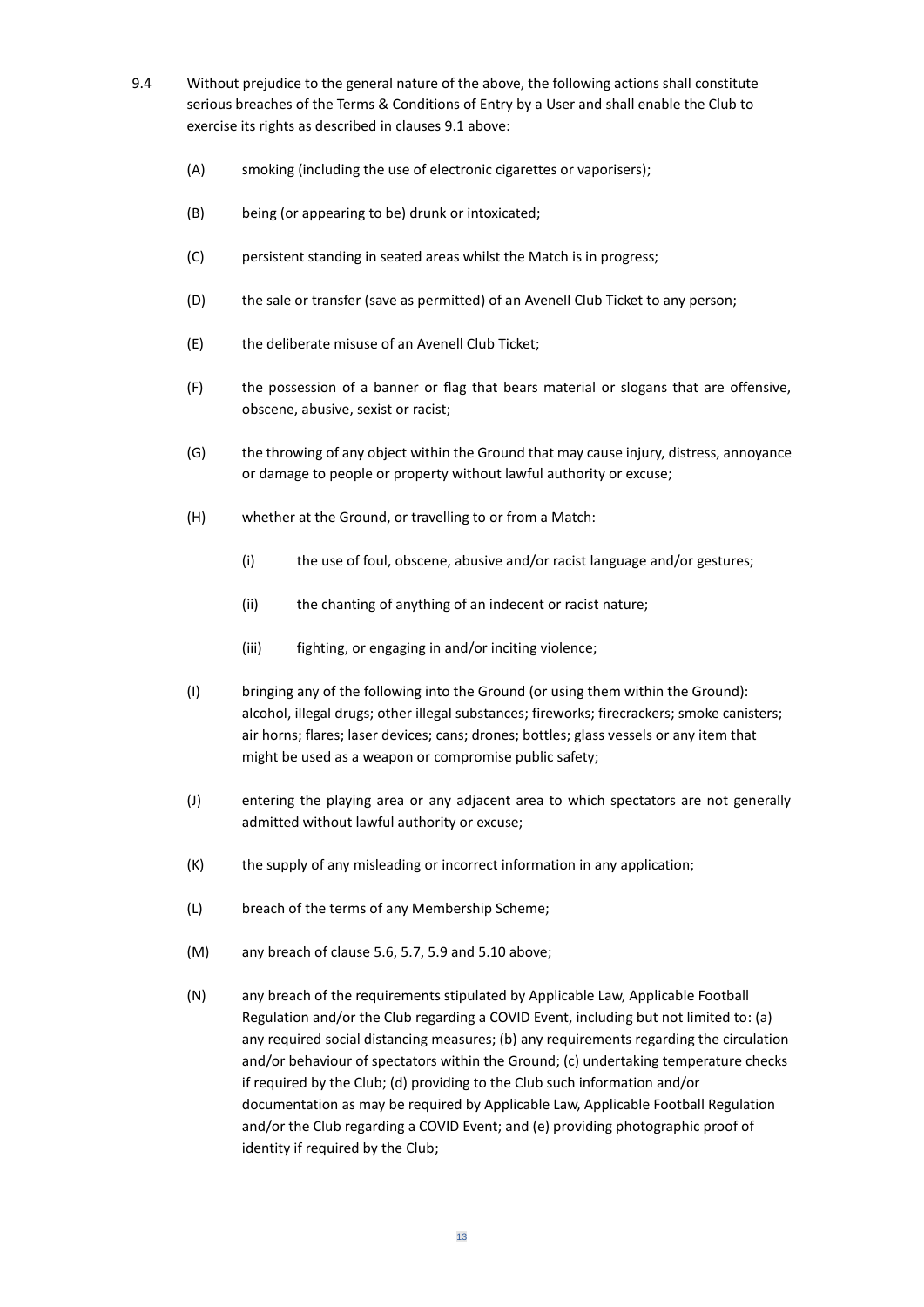9.4 Without prejudice to the general nature of the above, the following actions shall constitute serious breaches of the Terms & Conditions of Entry by a User and shall enable the Club to exercise its rights as described in clauses 9.1 above:

(A) smoking (including the use of electronic cigarettes or vaporisers);

(B) being (or appearing to be) drunk or intoxicated;

(C) persistent standing in seated areas whilst the Match is in progress;

(D) the sale or transfer (save as permitted) of an Avenell Club Ticket to any person;

(E) the deliberate misuse of an Avenell Club Ticket;

(F) the possession of a banner or flag that bears material or slogans that are offensive, obscene, abusive, sexist or racist;

(G) the throwing of any object within the Ground that may cause injury, distress, annoyance or damage to people or property without lawful authority or excuse;

(H) whether at the Ground, or travelling to or from a Match:

(i) the use of foul, obscene, abusive and/or racist language and/or gestures;

(ii) the chanting of anything of an indecent or racist nature;

(iii) fighting, or engaging in and/or inciting violence;

(I) bringing any of the following into the Ground (or using them within the Ground): alcohol, illegal drugs; other illegal substances; fireworks; firecrackers; smoke canisters; air horns; flares; laser devices; cans; drones; bottles; glass vessels or any item that might be used as a weapon or compromise public safety;

(J) entering the playing area or any adjacent area to which spectators are not generally admitted without lawful authority or excuse;

(K) the supply of any misleading or incorrect information in any application;

(L) breach of the terms of any Membership Scheme;

(M) any breach of clause 5.6, 5.7, 5.9 and 5.10 above;

(N) any breach of the requirements stipulated by Applicable Law, Applicable Football Regulation and/or the Club regarding a COVID Event, including but not limited to: (a) any required social distancing measures; (b) any requirements regarding the circulation and/or behaviour of spectators within the Ground; (c) undertaking temperature checks if required by the Club; (d) providing to the Club such information and/or documentation as may be required by Applicable Law, Applicable Football Regulation and/or the Club regarding a COVID Event; and (e) providing photographic proof of identity if required by the Club;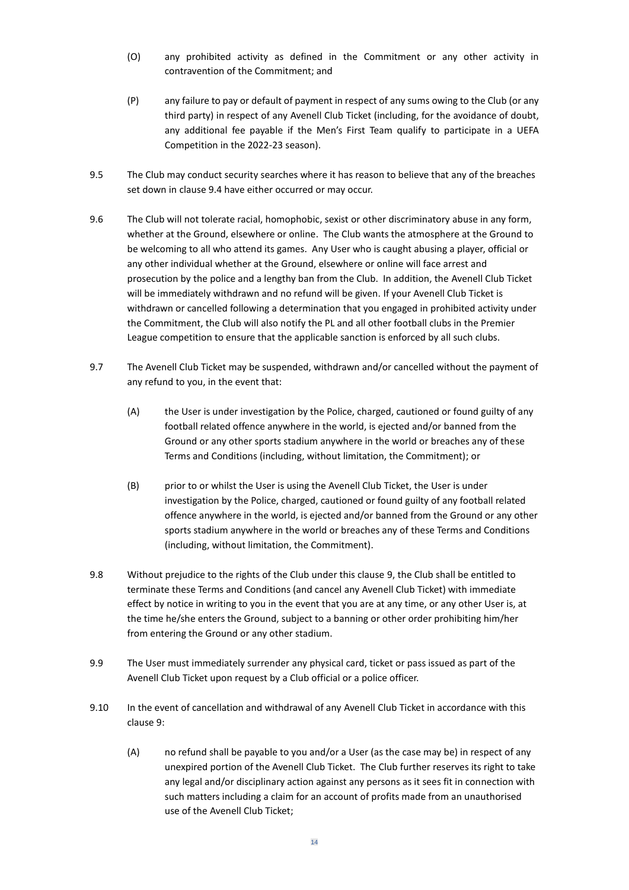(O) any prohibited activity as defined in the Commitment or any other activity in contravention of the Commitment; and

(P) any failure to pay or default of payment in respect of any sums owing to the Club (or any third party) in respect of any Avenell Club Ticket (including, for the avoidance of doubt, any additional fee payable if the Men's First Team qualify to participate in a UEFA Competition in the 2022-23 season).

9.5 The Club may conduct security searches where it has reason to believe that any of the breaches set down in clause 9.4 have either occurred or may occur.

9.6 The Club will not tolerate racial, homophobic, sexist or other discriminatory abuse in any form, whether at the Ground, elsewhere or online. The Club wants the atmosphere at the Ground to be welcoming to all who attend its games. Any User who is caught abusing a player, official or any other individual whether at the Ground, elsewhere or online will face arrest and prosecution by the police and a lengthy ban from the Club. In addition, the Avenell Club Ticket will be immediately withdrawn and no refund will be given. If your Avenell Club Ticket is withdrawn or cancelled following a determination that you engaged in prohibited activity under the Commitment, the Club will also notify the PL and all other football clubs in the Premier League competition to ensure that the applicable sanction is enforced by all such clubs.

9.7 The Avenell Club Ticket may be suspended, withdrawn and/or cancelled without the payment of any refund to you, in the event that:

(A) the User is under investigation by the Police, charged, cautioned or found guilty of any football related offence anywhere in the world, is ejected and/or banned from the Ground or any other sports stadium anywhere in the world or breaches any of these Terms and Conditions (including, without limitation, the Commitment); or

(B) prior to or whilst the User is using the Avenell Club Ticket, the User is under investigation by the Police, charged, cautioned or found guilty of any football related offence anywhere in the world, is ejected and/or banned from the Ground or any other sports stadium anywhere in the world or breaches any of these Terms and Conditions (including, without limitation, the Commitment).

9.8 Without prejudice to the rights of the Club under this clause 9, the Club shall be entitled to terminate these Terms and Conditions (and cancel any Avenell Club Ticket) with immediate effect by notice in writing to you in the event that you are at any time, or any other User is, at the time he/she enters the Ground, subject to a banning or other order prohibiting him/her from entering the Ground or any other stadium.

9.9 The User must immediately surrender any physical card, ticket or pass issued as part of the Avenell Club Ticket upon request by a Club official or a police officer.

9.10 In the event of cancellation and withdrawal of any Avenell Club Ticket in accordance with this clause 9:

(A) no refund shall be payable to you and/or a User (as the case may be) in respect of any unexpired portion of the Avenell Club Ticket. The Club further reserves its right to take any legal and/or disciplinary action against any persons as it sees fit in connection with such matters including a claim for an account of profits made from an unauthorised use of the Avenell Club Ticket;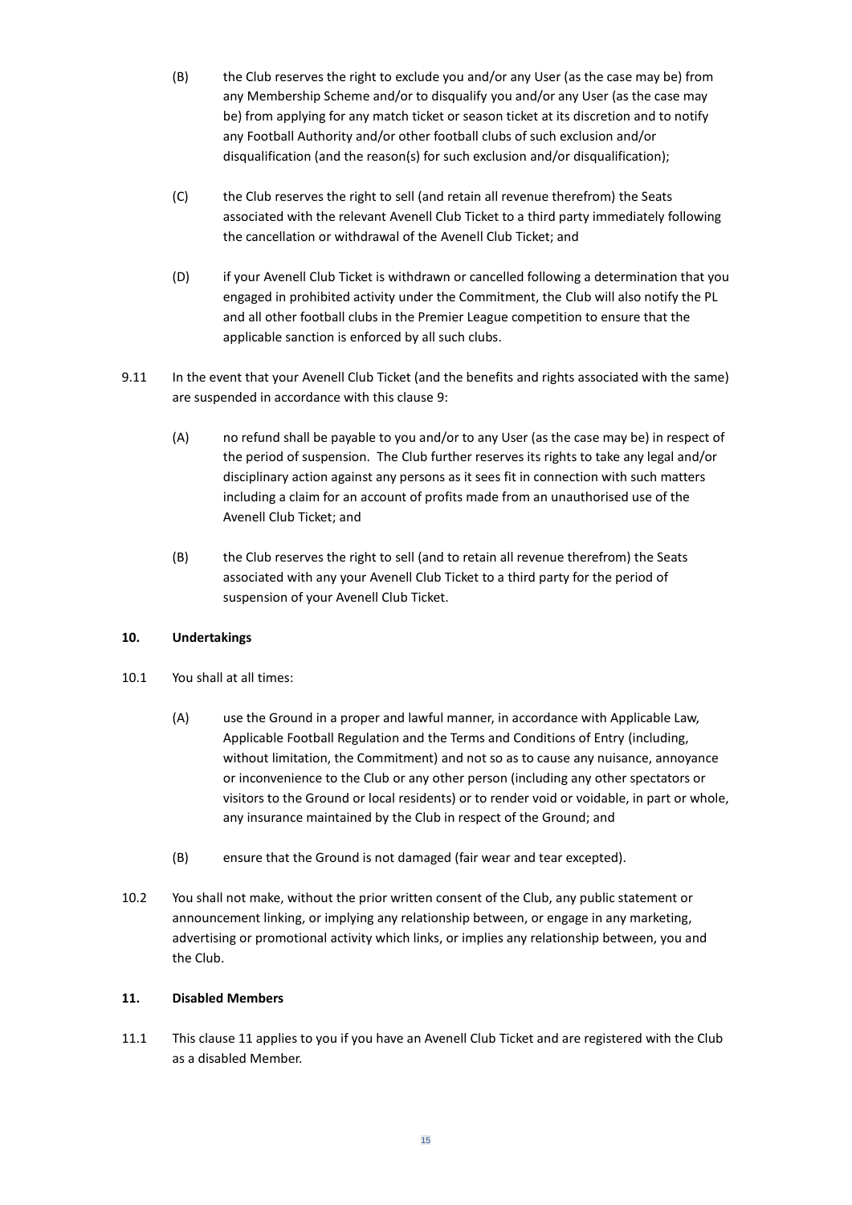(B) the Club reserves the right to exclude you and/or any User (as the case may be) from any Membership Scheme and/or to disqualify you and/or any User (as the case may be) from applying for any match ticket or season ticket at its discretion and to notify any Football Authority and/or other football clubs of such exclusion and/or disqualification (and the reason(s) for such exclusion and/or disqualification);

(C) the Club reserves the right to sell (and retain all revenue therefrom) the Seats associated with the relevant Avenell Club Ticket to a third party immediately following the cancellation or withdrawal of the Avenell Club Ticket; and

(D) if your Avenell Club Ticket is withdrawn or cancelled following a determination that you engaged in prohibited activity under the Commitment, the Club will also notify the PL and all other football clubs in the Premier League competition to ensure that the applicable sanction is enforced by all such clubs.

9.11 In the event that your Avenell Club Ticket (and the benefits and rights associated with the same) are suspended in accordance with this clause 9:

(A) no refund shall be payable to you and/or to any User (as the case may be) in respect of the period of suspension. The Club further reserves its rights to take any legal and/or disciplinary action against any persons as it sees fit in connection with such matters including a claim for an account of profits made from an unauthorised use of the Avenell Club Ticket; and

(B) the Club reserves the right to sell (and to retain all revenue therefrom) the Seats associated with any your Avenell Club Ticket to a third party for the period of suspension of your Avenell Club Ticket.

**10. Undertakings**

10.1 You shall at all times:

(A) use the Ground in a proper and lawful manner, in accordance with Applicable Law, Applicable Football Regulation and the Terms and Conditions of Entry (including, without limitation, the Commitment) and not so as to cause any nuisance, annoyance or inconvenience to the Club or any other person (including any other spectators or visitors to the Ground or local residents) or to render void or voidable, in part or whole, any insurance maintained by the Club in respect of the Ground; and

(B) ensure that the Ground is not damaged (fair wear and tear excepted).

10.2 You shall not make, without the prior written consent of the Club, any public statement or announcement linking, or implying any relationship between, or engage in any marketing, advertising or promotional activity which links, or implies any relationship between, you and the Club.

**11. Disabled Members**

11.1 This clause 11 applies to you if you have an Avenell Club Ticket and are registered with the Club as a disabled Member.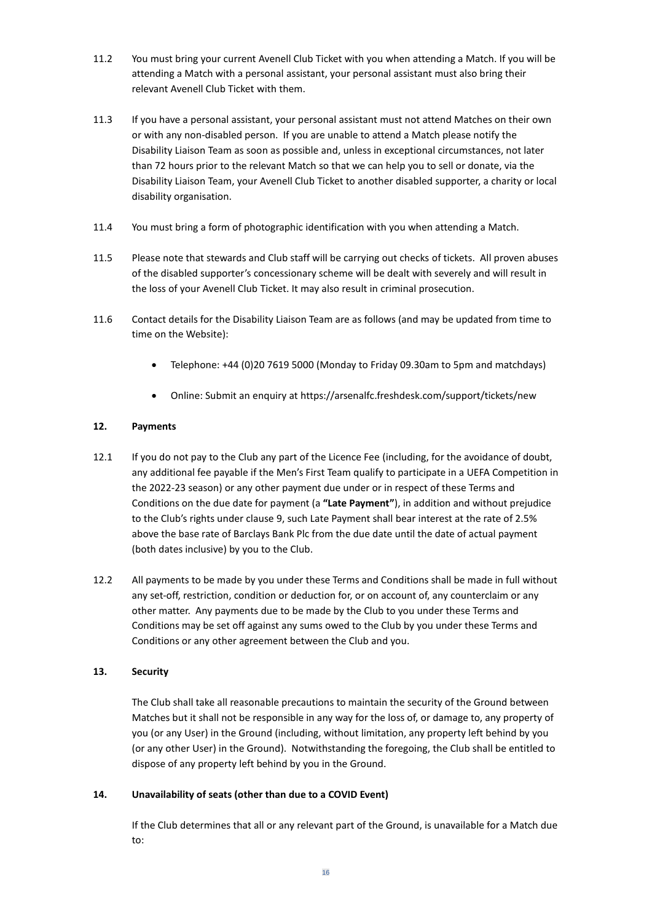11.2 You must bring your current Avenell Club Ticket with you when attending a Match. If you will be attending a Match with a personal assistant, your personal assistant must also bring their relevant Avenell Club Ticket with them.

11.3 If you have a personal assistant, your personal assistant must not attend Matches on their own or with any non-disabled person. If you are unable to attend a Match please notify the Disability Liaison Team as soon as possible and, unless in exceptional circumstances, not later than 72 hours prior to the relevant Match so that we can help you to sell or donate, via the Disability Liaison Team, your Avenell Club Ticket to another disabled supporter, a charity or local disability organisation.

11.4 You must bring a form of photographic identification with you when attending a Match.

11.5 Please note that stewards and Club staff will be carrying out checks of tickets. All proven abuses of the disabled supporter's concessionary scheme will be dealt with severely and will result in the loss of your Avenell Club Ticket. It may also result in criminal prosecution.

11.6 Contact details for the Disability Liaison Team are as follows (and may be updated from time to time on the Website):

- Telephone: +44 (0)20 7619 5000 (Monday to Friday 09.30am to 5pm and matchdays)
- Online: Submit an enquiry at https://arsenalfc.freshdesk.com/support/tickets/new

## 12. Payments

12.1 If you do not pay to the Club any part of the Licence Fee (including, for the avoidance of doubt, any additional fee payable if the Men's First Team qualify to participate in a UEFA Competition in the 2022-23 season) or any other payment due under or in respect of these Terms and Conditions on the due date for payment (a **"Late Payment"**), in addition and without prejudice to the Club's rights under clause 9, such Late Payment shall bear interest at the rate of 2.5% above the base rate of Barclays Bank Plc from the due date until the date of actual payment (both dates inclusive) by you to the Club.

12.2 All payments to be made by you under these Terms and Conditions shall be made in full without any set-off, restriction, condition or deduction for, or on account of, any counterclaim or any other matter. Any payments due to be made by the Club to you under these Terms and Conditions may be set off against any sums owed to the Club by you under these Terms and Conditions or any other agreement between the Club and you.

## 13. Security

The Club shall take all reasonable precautions to maintain the security of the Ground between Matches but it shall not be responsible in any way for the loss of, or damage to, any property of you (or any User) in the Ground (including, without limitation, any property left behind by you (or any other User) in the Ground). Notwithstanding the foregoing, the Club shall be entitled to dispose of any property left behind by you in the Ground.

## 14. Unavailability of seats (other than due to a COVID Event)

If the Club determines that all or any relevant part of the Ground, is unavailable for a Match due to: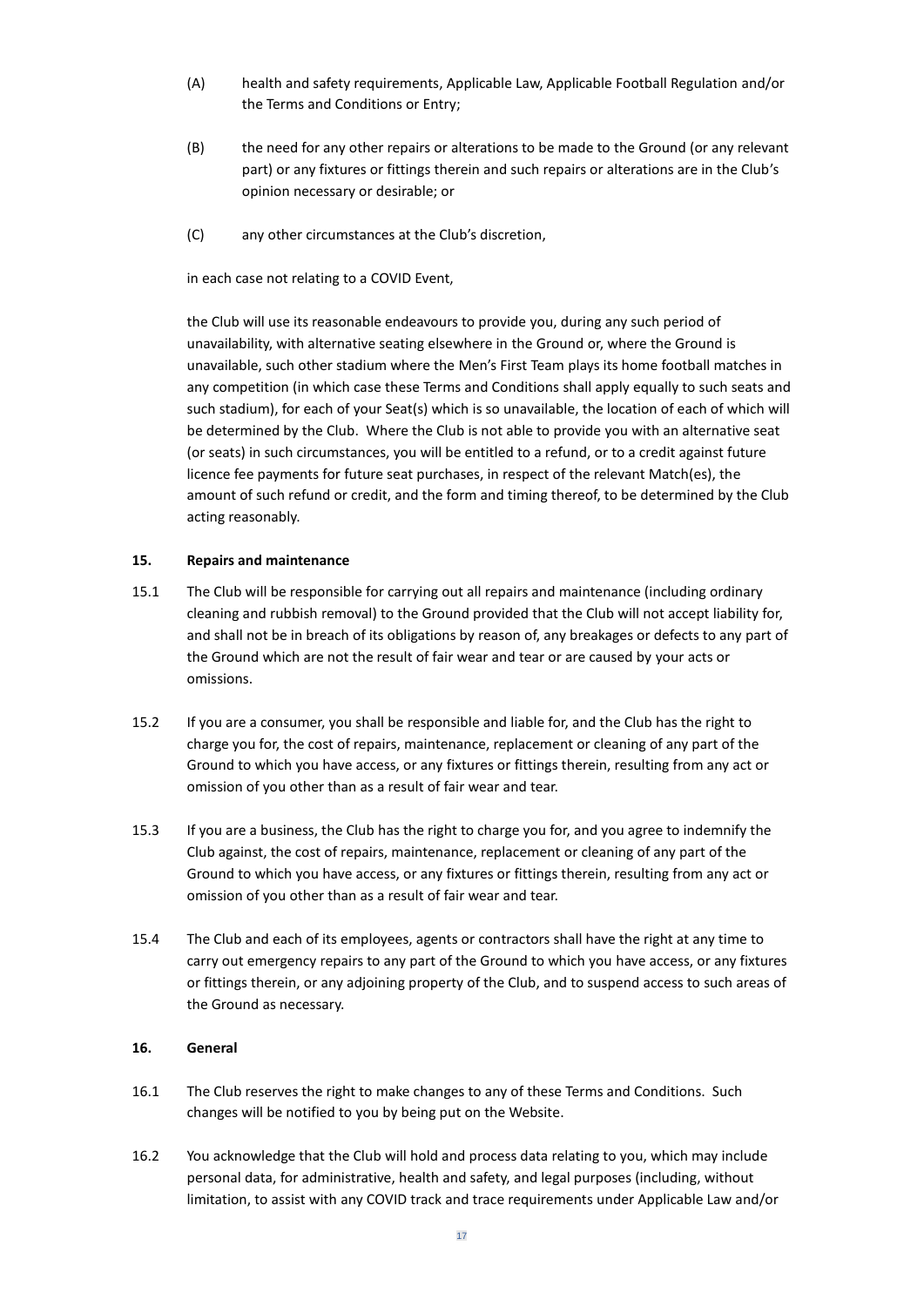(A) health and safety requirements, Applicable Law, Applicable Football Regulation and/or the Terms and Conditions or Entry;

(B) the need for any other repairs or alterations to be made to the Ground (or any relevant part) or any fixtures or fittings therein and such repairs or alterations are in the Club's opinion necessary or desirable; or

(C) any other circumstances at the Club's discretion,

in each case not relating to a COVID Event,

the Club will use its reasonable endeavours to provide you, during any such period of unavailability, with alternative seating elsewhere in the Ground or, where the Ground is unavailable, such other stadium where the Men's First Team plays its home football matches in any competition (in which case these Terms and Conditions shall apply equally to such seats and such stadium), for each of your Seat(s) which is so unavailable, the location of each of which will be determined by the Club. Where the Club is not able to provide you with an alternative seat (or seats) in such circumstances, you will be entitled to a refund, or to a credit against future licence fee payments for future seat purchases, in respect of the relevant Match(es), the amount of such refund or credit, and the form and timing thereof, to be determined by the Club acting reasonably.

## 15. Repairs and maintenance

15.1 The Club will be responsible for carrying out all repairs and maintenance (including ordinary cleaning and rubbish removal) to the Ground provided that the Club will not accept liability for, and shall not be in breach of its obligations by reason of, any breakages or defects to any part of the Ground which are not the result of fair wear and tear or are caused by your acts or omissions.

15.2 If you are a consumer, you shall be responsible and liable for, and the Club has the right to charge you for, the cost of repairs, maintenance, replacement or cleaning of any part of the Ground to which you have access, or any fixtures or fittings therein, resulting from any act or omission of you other than as a result of fair wear and tear.

15.3 If you are a business, the Club has the right to charge you for, and you agree to indemnify the Club against, the cost of repairs, maintenance, replacement or cleaning of any part of the Ground to which you have access, or any fixtures or fittings therein, resulting from any act or omission of you other than as a result of fair wear and tear.

15.4 The Club and each of its employees, agents or contractors shall have the right at any time to carry out emergency repairs to any part of the Ground to which you have access, or any fixtures or fittings therein, or any adjoining property of the Club, and to suspend access to such areas of the Ground as necessary.

## 16. General

16.1 The Club reserves the right to make changes to any of these Terms and Conditions. Such changes will be notified to you by being put on the Website.

16.2 You acknowledge that the Club will hold and process data relating to you, which may include personal data, for administrative, health and safety, and legal purposes (including, without limitation, to assist with any COVID track and trace requirements under Applicable Law and/or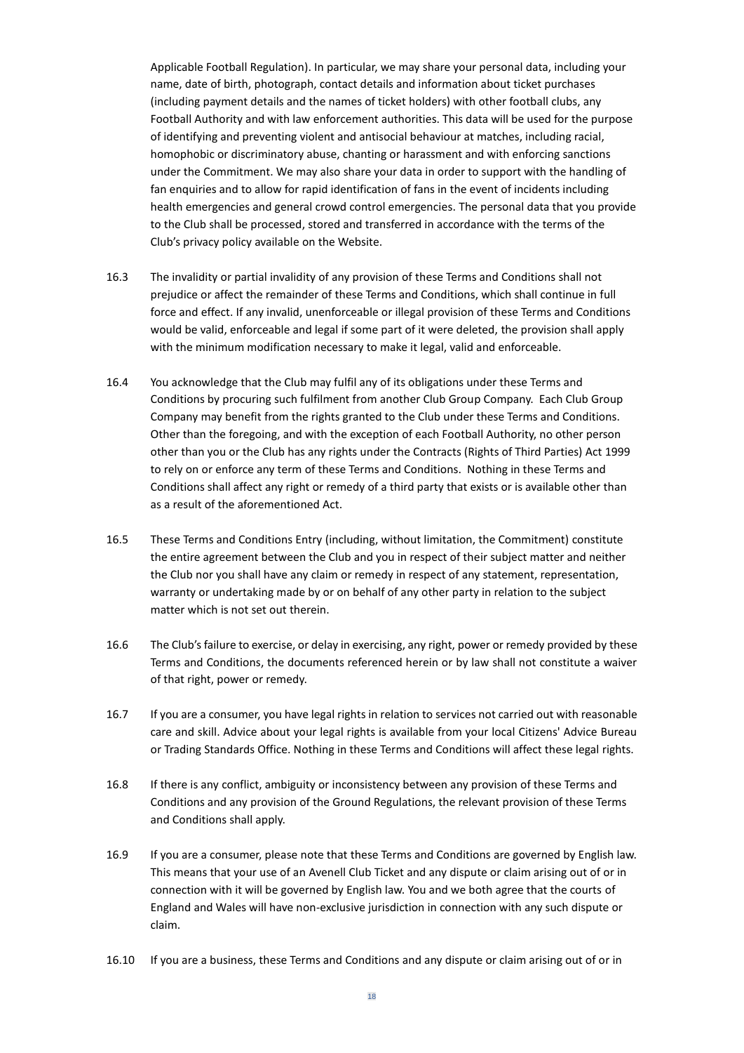Applicable Football Regulation). In particular, we may share your personal data, including your name, date of birth, photograph, contact details and information about ticket purchases (including payment details and the names of ticket holders) with other football clubs, any Football Authority and with law enforcement authorities. This data will be used for the purpose of identifying and preventing violent and antisocial behaviour at matches, including racial, homophobic or discriminatory abuse, chanting or harassment and with enforcing sanctions under the Commitment. We may also share your data in order to support with the handling of fan enquiries and to allow for rapid identification of fans in the event of incidents including health emergencies and general crowd control emergencies. The personal data that you provide to the Club shall be processed, stored and transferred in accordance with the terms of the Club's privacy policy available on the Website.

16.3 The invalidity or partial invalidity of any provision of these Terms and Conditions shall not prejudice or affect the remainder of these Terms and Conditions, which shall continue in full force and effect. If any invalid, unenforceable or illegal provision of these Terms and Conditions would be valid, enforceable and legal if some part of it were deleted, the provision shall apply with the minimum modification necessary to make it legal, valid and enforceable.

16.4 You acknowledge that the Club may fulfil any of its obligations under these Terms and Conditions by procuring such fulfilment from another Club Group Company. Each Club Group Company may benefit from the rights granted to the Club under these Terms and Conditions. Other than the foregoing, and with the exception of each Football Authority, no other person other than you or the Club has any rights under the Contracts (Rights of Third Parties) Act 1999 to rely on or enforce any term of these Terms and Conditions. Nothing in these Terms and Conditions shall affect any right or remedy of a third party that exists or is available other than as a result of the aforementioned Act.

16.5 These Terms and Conditions Entry (including, without limitation, the Commitment) constitute the entire agreement between the Club and you in respect of their subject matter and neither the Club nor you shall have any claim or remedy in respect of any statement, representation, warranty or undertaking made by or on behalf of any other party in relation to the subject matter which is not set out therein.

16.6 The Club's failure to exercise, or delay in exercising, any right, power or remedy provided by these Terms and Conditions, the documents referenced herein or by law shall not constitute a waiver of that right, power or remedy.

16.7 If you are a consumer, you have legal rights in relation to services not carried out with reasonable care and skill. Advice about your legal rights is available from your local Citizens' Advice Bureau or Trading Standards Office. Nothing in these Terms and Conditions will affect these legal rights.

16.8 If there is any conflict, ambiguity or inconsistency between any provision of these Terms and Conditions and any provision of the Ground Regulations, the relevant provision of these Terms and Conditions shall apply.

16.9 If you are a consumer, please note that these Terms and Conditions are governed by English law. This means that your use of an Avenell Club Ticket and any dispute or claim arising out of or in connection with it will be governed by English law. You and we both agree that the courts of England and Wales will have non-exclusive jurisdiction in connection with any such dispute or claim.

16.10 If you are a business, these Terms and Conditions and any dispute or claim arising out of or in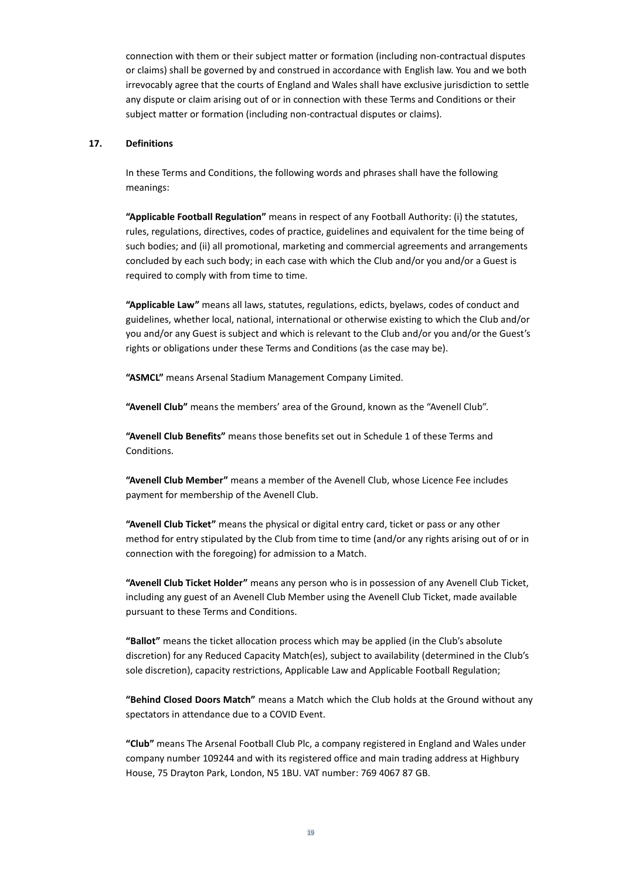connection with them or their subject matter or formation (including non-contractual disputes or claims) shall be governed by and construed in accordance with English law. You and we both irrevocably agree that the courts of England and Wales shall have exclusive jurisdiction to settle any dispute or claim arising out of or in connection with these Terms and Conditions or their subject matter or formation (including non-contractual disputes or claims).

## 17. Definitions

In these Terms and Conditions, the following words and phrases shall have the following meanings:

**"Applicable Football Regulation"** means in respect of any Football Authority: (i) the statutes, rules, regulations, directives, codes of practice, guidelines and equivalent for the time being of such bodies; and (ii) all promotional, marketing and commercial agreements and arrangements concluded by each such body; in each case with which the Club and/or you and/or a Guest is required to comply with from time to time.

**"Applicable Law"** means all laws, statutes, regulations, edicts, byelaws, codes of conduct and guidelines, whether local, national, international or otherwise existing to which the Club and/or you and/or any Guest is subject and which is relevant to the Club and/or you and/or the Guest's rights or obligations under these Terms and Conditions (as the case may be).

**"ASMCL"** means Arsenal Stadium Management Company Limited.

**"Avenell Club"** means the members' area of the Ground, known as the "Avenell Club".

**"Avenell Club Benefits"** means those benefits set out in Schedule 1 of these Terms and Conditions.

**"Avenell Club Member"** means a member of the Avenell Club, whose Licence Fee includes payment for membership of the Avenell Club.

**"Avenell Club Ticket"** means the physical or digital entry card, ticket or pass or any other method for entry stipulated by the Club from time to time (and/or any rights arising out of or in connection with the foregoing) for admission to a Match.

**"Avenell Club Ticket Holder"** means any person who is in possession of any Avenell Club Ticket, including any guest of an Avenell Club Member using the Avenell Club Ticket, made available pursuant to these Terms and Conditions.

**"Ballot"** means the ticket allocation process which may be applied (in the Club's absolute discretion) for any Reduced Capacity Match(es), subject to availability (determined in the Club's sole discretion), capacity restrictions, Applicable Law and Applicable Football Regulation;

**"Behind Closed Doors Match"** means a Match which the Club holds at the Ground without any spectators in attendance due to a COVID Event.

**"Club"** means The Arsenal Football Club Plc, a company registered in England and Wales under company number 109244 and with its registered office and main trading address at Highbury House, 75 Drayton Park, London, N5 1BU. VAT number: 769 4067 87 GB.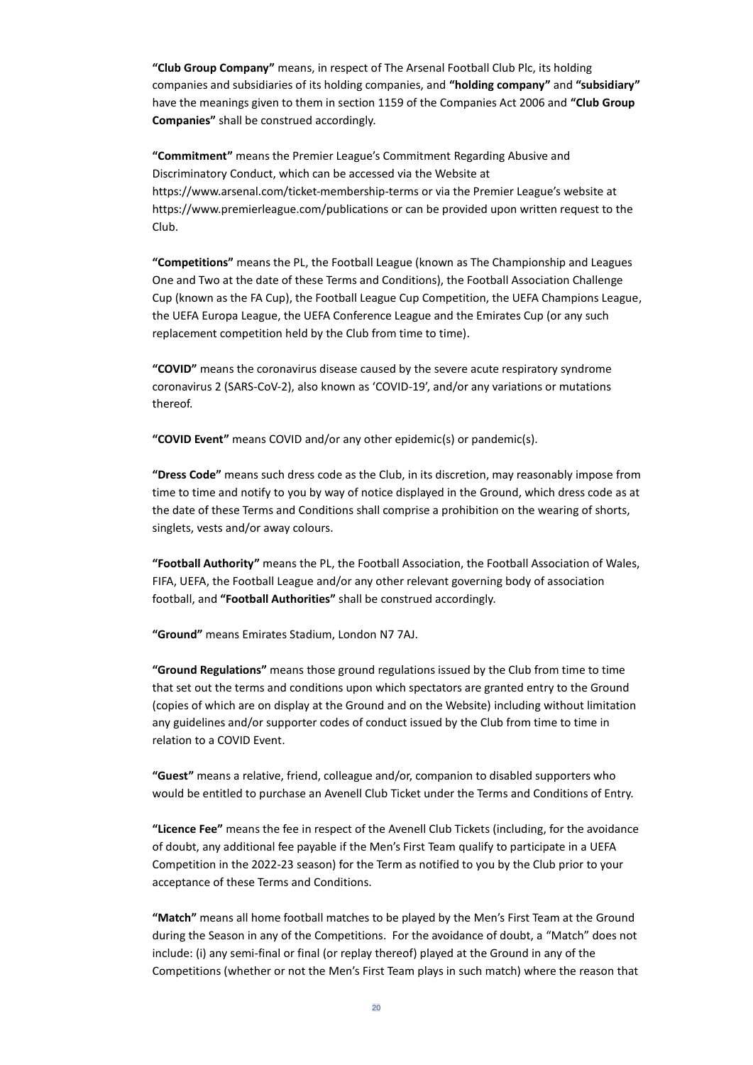**"Club Group Company"** means, in respect of The Arsenal Football Club Plc, its holding companies and subsidiaries of its holding companies, and **"holding company"** and **"subsidiary"** have the meanings given to them in section 1159 of the Companies Act 2006 and **"Club Group Companies"** shall be construed accordingly.

**"Commitment"** means the Premier League's Commitment Regarding Abusive and Discriminatory Conduct, which can be accessed via the Website at https://www.arsenal.com/ticket-membership-terms or via the Premier League's website at https://www.premierleague.com/publications or can be provided upon written request to the Club.

**"Competitions"** means the PL, the Football League (known as The Championship and Leagues One and Two at the date of these Terms and Conditions), the Football Association Challenge Cup (known as the FA Cup), the Football League Cup Competition, the UEFA Champions League, the UEFA Europa League, the UEFA Conference League and the Emirates Cup (or any such replacement competition held by the Club from time to time).

**"COVID"** means the coronavirus disease caused by the severe acute respiratory syndrome coronavirus 2 (SARS-CoV-2), also known as 'COVID-19', and/or any variations or mutations thereof.

**"COVID Event"** means COVID and/or any other epidemic(s) or pandemic(s).

**"Dress Code"** means such dress code as the Club, in its discretion, may reasonably impose from time to time and notify to you by way of notice displayed in the Ground, which dress code as at the date of these Terms and Conditions shall comprise a prohibition on the wearing of shorts, singlets, vests and/or away colours.

**"Football Authority"** means the PL, the Football Association, the Football Association of Wales, FIFA, UEFA, the Football League and/or any other relevant governing body of association football, and **"Football Authorities"** shall be construed accordingly.

**"Ground"** means Emirates Stadium, London N7 7AJ.

**"Ground Regulations"** means those ground regulations issued by the Club from time to time that set out the terms and conditions upon which spectators are granted entry to the Ground (copies of which are on display at the Ground and on the Website) including without limitation any guidelines and/or supporter codes of conduct issued by the Club from time to time in relation to a COVID Event.

**"Guest"** means a relative, friend, colleague and/or, companion to disabled supporters who would be entitled to purchase an Avenell Club Ticket under the Terms and Conditions of Entry.

**"Licence Fee"** means the fee in respect of the Avenell Club Tickets (including, for the avoidance of doubt, any additional fee payable if the Men's First Team qualify to participate in a UEFA Competition in the 2022-23 season) for the Term as notified to you by the Club prior to your acceptance of these Terms and Conditions.

**"Match"** means all home football matches to be played by the Men's First Team at the Ground during the Season in any of the Competitions. For the avoidance of doubt, a "Match" does not include: (i) any semi-final or final (or replay thereof) played at the Ground in any of the Competitions (whether or not the Men's First Team plays in such match) where the reason that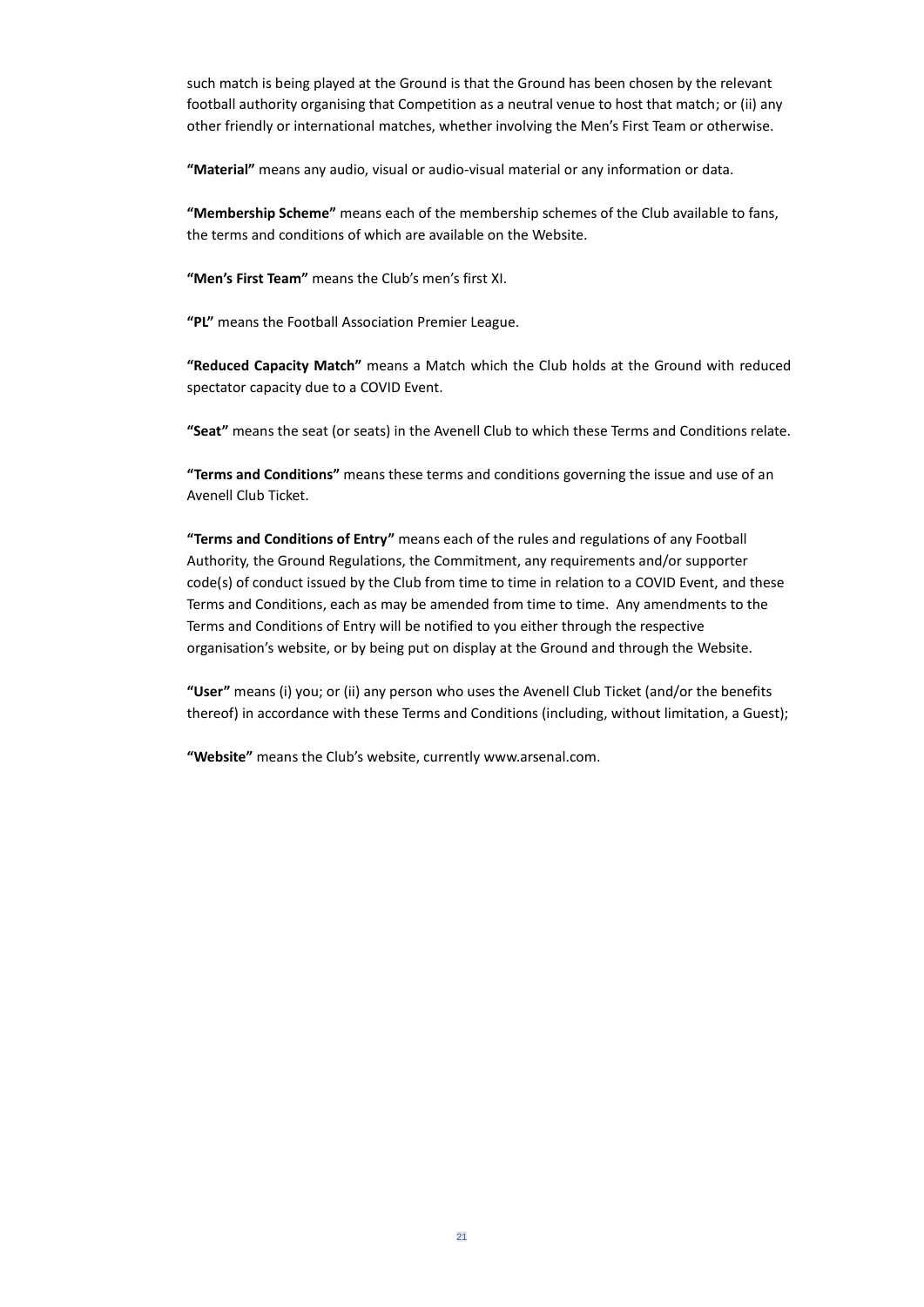such match is being played at the Ground is that the Ground has been chosen by the relevant football authority organising that Competition as a neutral venue to host that match; or (ii) any other friendly or international matches, whether involving the Men's First Team or otherwise.

**"Material"** means any audio, visual or audio-visual material or any information or data.

**"Membership Scheme"** means each of the membership schemes of the Club available to fans, the terms and conditions of which are available on the Website.

**"Men's First Team"** means the Club's men's first XI.

**"PL"** means the Football Association Premier League.

**"Reduced Capacity Match"** means a Match which the Club holds at the Ground with reduced spectator capacity due to a COVID Event.

**"Seat"** means the seat (or seats) in the Avenell Club to which these Terms and Conditions relate.

**"Terms and Conditions"** means these terms and conditions governing the issue and use of an Avenell Club Ticket.

**"Terms and Conditions of Entry"** means each of the rules and regulations of any Football Authority, the Ground Regulations, the Commitment, any requirements and/or supporter code(s) of conduct issued by the Club from time to time in relation to a COVID Event, and these Terms and Conditions, each as may be amended from time to time. Any amendments to the Terms and Conditions of Entry will be notified to you either through the respective organisation's website, or by being put on display at the Ground and through the Website.

**"User"** means (i) you; or (ii) any person who uses the Avenell Club Ticket (and/or the benefits thereof) in accordance with these Terms and Conditions (including, without limitation, a Guest);

**"Website"** means the Club's website, currently www.arsenal.com.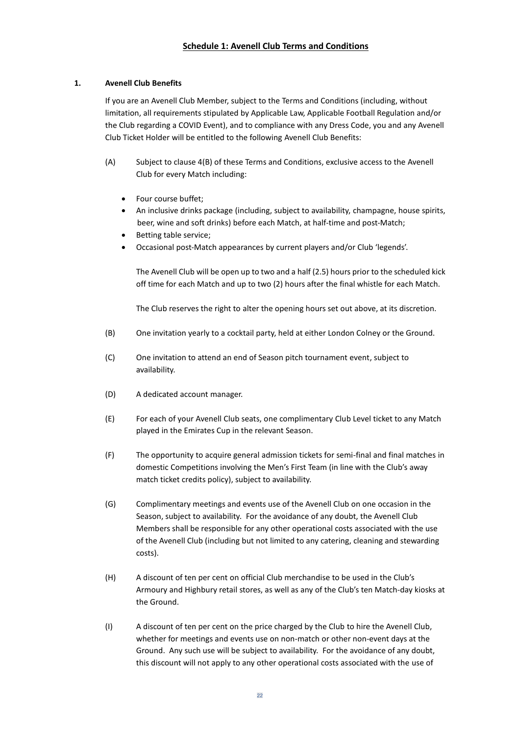## Schedule 1: Avenell Club Terms and Conditions

### 1. Avenell Club Benefits

If you are an Avenell Club Member, subject to the Terms and Conditions (including, without limitation, all requirements stipulated by Applicable Law, Applicable Football Regulation and/or the Club regarding a COVID Event), and to compliance with any Dress Code, you and any Avenell Club Ticket Holder will be entitled to the following Avenell Club Benefits:

(A) Subject to clause 4(B) of these Terms and Conditions, exclusive access to the Avenell Club for every Match including:

- Four course buffet;
- An inclusive drinks package (including, subject to availability, champagne, house spirits, beer, wine and soft drinks) before each Match, at half-time and post-Match;
- Betting table service;
- Occasional post-Match appearances by current players and/or Club 'legends'.

The Avenell Club will be open up to two and a half (2.5) hours prior to the scheduled kick off time for each Match and up to two (2) hours after the final whistle for each Match.

The Club reserves the right to alter the opening hours set out above, at its discretion.

(B) One invitation yearly to a cocktail party, held at either London Colney or the Ground.

(C) One invitation to attend an end of Season pitch tournament event, subject to availability.

(D) A dedicated account manager.

(E) For each of your Avenell Club seats, one complimentary Club Level ticket to any Match played in the Emirates Cup in the relevant Season.

(F) The opportunity to acquire general admission tickets for semi-final and final matches in domestic Competitions involving the Men's First Team (in line with the Club's away match ticket credits policy), subject to availability.

(G) Complimentary meetings and events use of the Avenell Club on one occasion in the Season, subject to availability. For the avoidance of any doubt, the Avenell Club Members shall be responsible for any other operational costs associated with the use of the Avenell Club (including but not limited to any catering, cleaning and stewarding costs).

(H) A discount of ten per cent on official Club merchandise to be used in the Club's Armoury and Highbury retail stores, as well as any of the Club's ten Match-day kiosks at the Ground.

(I) A discount of ten per cent on the price charged by the Club to hire the Avenell Club, whether for meetings and events use on non-match or other non-event days at the Ground. Any such use will be subject to availability. For the avoidance of any doubt, this discount will not apply to any other operational costs associated with the use of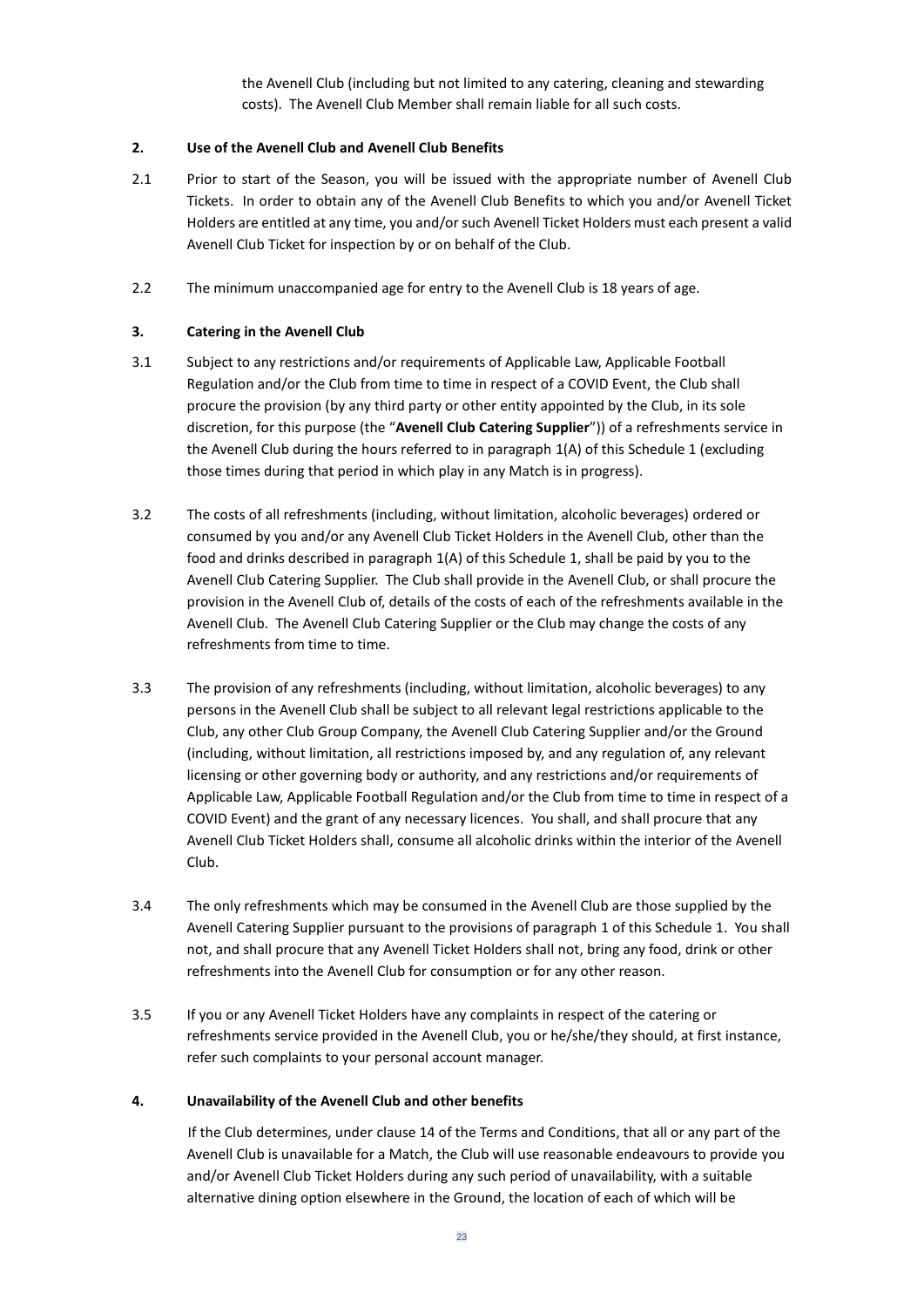the Avenell Club (including but not limited to any catering, cleaning and stewarding costs). The Avenell Club Member shall remain liable for all such costs.

**2. Use of the Avenell Club and Avenell Club Benefits**

2.1 Prior to start of the Season, you will be issued with the appropriate number of Avenell Club Tickets. In order to obtain any of the Avenell Club Benefits to which you and/or Avenell Ticket Holders are entitled at any time, you and/or such Avenell Ticket Holders must each present a valid Avenell Club Ticket for inspection by or on behalf of the Club.

2.2 The minimum unaccompanied age for entry to the Avenell Club is 18 years of age.

**3. Catering in the Avenell Club**

3.1 Subject to any restrictions and/or requirements of Applicable Law, Applicable Football Regulation and/or the Club from time to time in respect of a COVID Event, the Club shall procure the provision (by any third party or other entity appointed by the Club, in its sole discretion, for this purpose (the "**Avenell Club Catering Supplier**")) of a refreshments service in the Avenell Club during the hours referred to in paragraph 1(A) of this Schedule 1 (excluding those times during that period in which play in any Match is in progress).

3.2 The costs of all refreshments (including, without limitation, alcoholic beverages) ordered or consumed by you and/or any Avenell Club Ticket Holders in the Avenell Club, other than the food and drinks described in paragraph 1(A) of this Schedule 1, shall be paid by you to the Avenell Club Catering Supplier. The Club shall provide in the Avenell Club, or shall procure the provision in the Avenell Club of, details of the costs of each of the refreshments available in the Avenell Club. The Avenell Club Catering Supplier or the Club may change the costs of any refreshments from time to time.

3.3 The provision of any refreshments (including, without limitation, alcoholic beverages) to any persons in the Avenell Club shall be subject to all relevant legal restrictions applicable to the Club, any other Club Group Company, the Avenell Club Catering Supplier and/or the Ground (including, without limitation, all restrictions imposed by, and any regulation of, any relevant licensing or other governing body or authority, and any restrictions and/or requirements of Applicable Law, Applicable Football Regulation and/or the Club from time to time in respect of a COVID Event) and the grant of any necessary licences. You shall, and shall procure that any Avenell Club Ticket Holders shall, consume all alcoholic drinks within the interior of the Avenell Club.

3.4 The only refreshments which may be consumed in the Avenell Club are those supplied by the Avenell Catering Supplier pursuant to the provisions of paragraph 1 of this Schedule 1. You shall not, and shall procure that any Avenell Ticket Holders shall not, bring any food, drink or other refreshments into the Avenell Club for consumption or for any other reason.

3.5 If you or any Avenell Ticket Holders have any complaints in respect of the catering or refreshments service provided in the Avenell Club, you or he/she/they should, at first instance, refer such complaints to your personal account manager.

**4. Unavailability of the Avenell Club and other benefits**

If the Club determines, under clause 14 of the Terms and Conditions, that all or any part of the Avenell Club is unavailable for a Match, the Club will use reasonable endeavours to provide you and/or Avenell Club Ticket Holders during any such period of unavailability, with a suitable alternative dining option elsewhere in the Ground, the location of each of which will be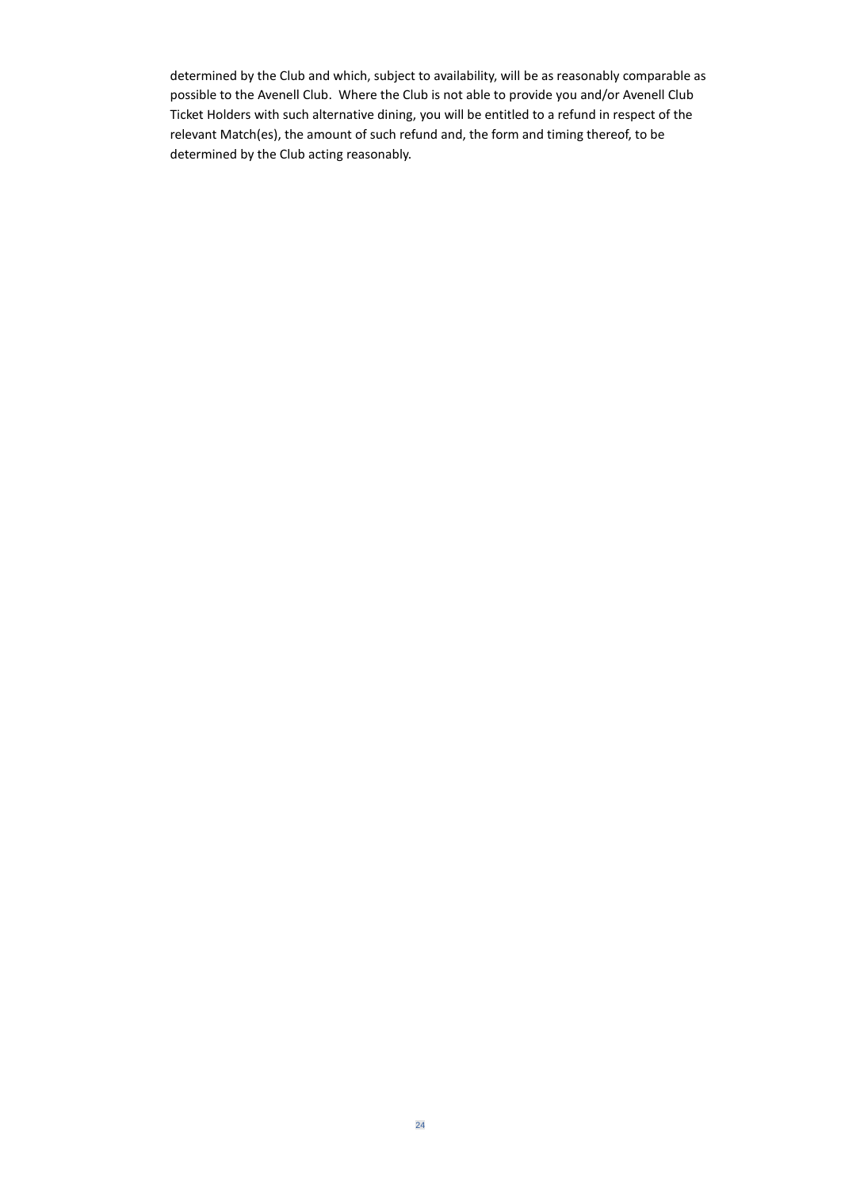determined by the Club and which, subject to availability, will be as reasonably comparable as possible to the Avenell Club. Where the Club is not able to provide you and/or Avenell Club Ticket Holders with such alternative dining, you will be entitled to a refund in respect of the relevant Match(es), the amount of such refund and, the form and timing thereof, to be determined by the Club acting reasonably.